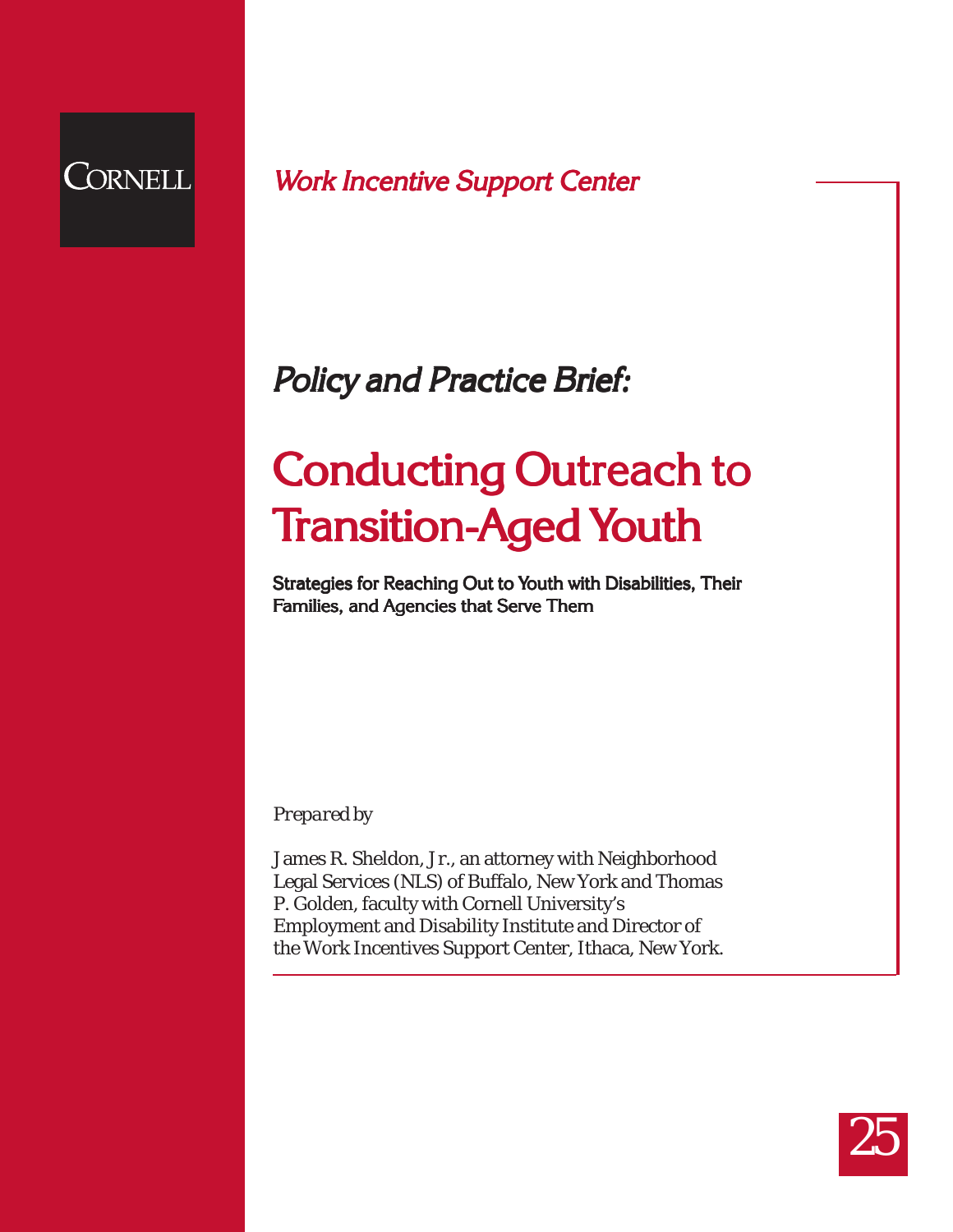CORNELL

*Work Incentive Support Center*

*Policy and Practice Brief:*

# Conducting Outreach to Transition-Aged Youth

**Strategies for Reaching Out to Youth with Disabilities, Their Families, and Agencies that Serve Them**

*Prepared by*

James R. Sheldon, Jr., an attorney with Neighborhood Legal Services (NLS) of Buffalo, New York and Thomas P. Golden, faculty with Cornell University's Employment and Disability Institute and Director of the Work Incentives Support Center, Ithaca, New York.

25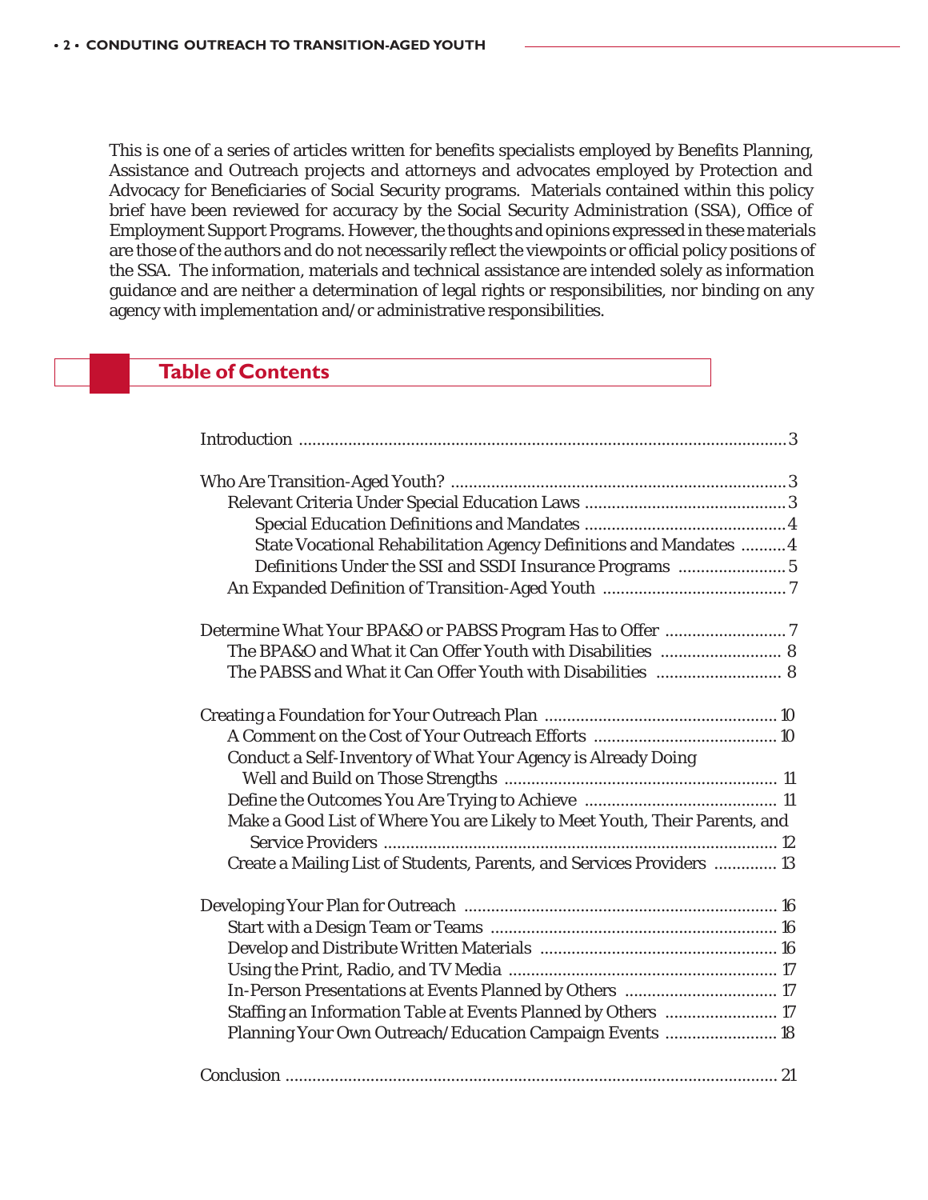This is one of a series of articles written for benefits specialists employed by Benefits Planning, Assistance and Outreach projects and attorneys and advocates employed by Protection and Advocacy for Beneficiaries of Social Security programs. Materials contained within this policy brief have been reviewed for accuracy by the Social Security Administration (SSA), Office of Employment Support Programs. However, the thoughts and opinions expressed in these materials are those of the authors and do not necessarily reflect the viewpoints or official policy positions of the SSA. The information, materials and technical assistance are intended solely as information guidance and are neither a determination of legal rights or responsibilities, nor binding on any agency with implementation and/or administrative responsibilities.

## Table of Contents

Introduction ..... 3

Who Are Transition-Aged Youth? ..... 3
- Relevant Criteria Under Special Education Laws ..... 3
  - Special Education Definitions and Mandates ..... 4
  - State Vocational Rehabilitation Agency Definitions and Mandates ..... 4
  - Definitions Under the SSI and SSDI Insurance Programs ..... 5
- An Expanded Definition of Transition-Aged Youth ..... 7

Determine What Your BPA&O or PABSS Program Has to Offer ..... 7
- The BPA&O and What it Can Offer Youth with Disabilities ..... 8
- The PABSS and What it Can Offer Youth with Disabilities ..... 8

Creating a Foundation for Your Outreach Plan ..... 10
- A Comment on the Cost of Your Outreach Efforts ..... 10
- Conduct a Self-Inventory of What Your Agency is Already Doing Well and Build on Those Strengths ..... 11
- Define the Outcomes You Are Trying to Achieve ..... 11
- Make a Good List of Where You are Likely to Meet Youth, Their Parents, and Service Providers ..... 12
- Create a Mailing List of Students, Parents, and Services Providers ..... 13

Developing Your Plan for Outreach ..... 16
- Start with a Design Team or Teams ..... 16
- Develop and Distribute Written Materials ..... 16
- Using the Print, Radio, and TV Media ..... 17
- In-Person Presentations at Events Planned by Others ..... 17
- Staffing an Information Table at Events Planned by Others ..... 17
- Planning Your Own Outreach/Education Campaign Events ..... 18

Conclusion ..... 21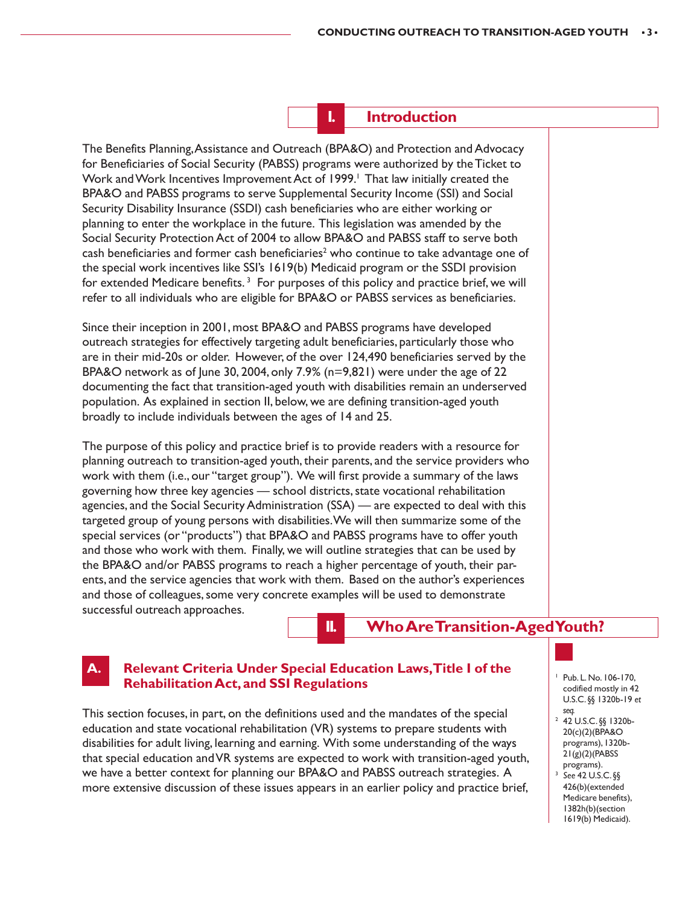# I. Introduction

The Benefits Planning, Assistance and Outreach (BPA&O) and Protection and Advocacy for Beneficiaries of Social Security (PABSS) programs were authorized by the Ticket to Work and Work Incentives Improvement Act of 1999.[1] That law initially created the BPA&O and PABSS programs to serve Supplemental Security Income (SSI) and Social Security Disability Insurance (SSDI) cash beneficiaries who are either working or planning to enter the workplace in the future. This legislation was amended by the Social Security Protection Act of 2004 to allow BPA&O and PABSS staff to serve both cash beneficiaries and former cash beneficiaries[2] who continue to take advantage one of the special work incentives like SSI's 1619(b) Medicaid program or the SSDI provision for extended Medicare benefits.[3] For purposes of this policy and practice brief, we will refer to all individuals who are eligible for BPA&O or PABSS services as beneficiaries.

Since their inception in 2001, most BPA&O and PABSS programs have developed outreach strategies for effectively targeting adult beneficiaries, particularly those who are in their mid-20s or older. However, of the over 124,490 beneficiaries served by the BPA&O network as of June 30, 2004, only 7.9% (n=9,821) were under the age of 22 documenting the fact that transition-aged youth with disabilities remain an underserved population. As explained in section II, below, we are defining transition-aged youth broadly to include individuals between the ages of 14 and 25.

The purpose of this policy and practice brief is to provide readers with a resource for planning outreach to transition-aged youth, their parents, and the service providers who work with them (i.e., our "target group"). We will first provide a summary of the laws governing how three key agencies — school districts, state vocational rehabilitation agencies, and the Social Security Administration (SSA) — are expected to deal with this targeted group of young persons with disabilities. We will then summarize some of the special services (or "products") that BPA&O and PABSS programs have to offer youth and those who work with them. Finally, we will outline strategies that can be used by the BPA&O and/or PABSS programs to reach a higher percentage of youth, their parents, and the service agencies that work with them. Based on the author's experiences and those of colleagues, some very concrete examples will be used to demonstrate successful outreach approaches.

# II. Who Are Transition-Aged Youth?

## A. Relevant Criteria Under Special Education Laws, Title I of the Rehabilitation Act, and SSI Regulations

This section focuses, in part, on the definitions used and the mandates of the special education and state vocational rehabilitation (VR) systems to prepare students with disabilities for adult living, learning and earning. With some understanding of the ways that special education and VR systems are expected to work with transition-aged youth, we have a better context for planning our BPA&O and PABSS outreach strategies. A more extensive discussion of these issues appears in an earlier policy and practice brief,

---

[1] Pub. L. No. 106-170, codified mostly in 42 U.S.C. §§ 1320b-19 *et seq.*

[2] 42 U.S.C. §§ 1320b-20(c)(2)(BPA&O programs), 1320b-21(g)(2)(PABSS programs).

[3] *See* 42 U.S.C. §§ 426(b)(extended Medicare benefits), 1382h(b)(section 1619(b) Medicaid).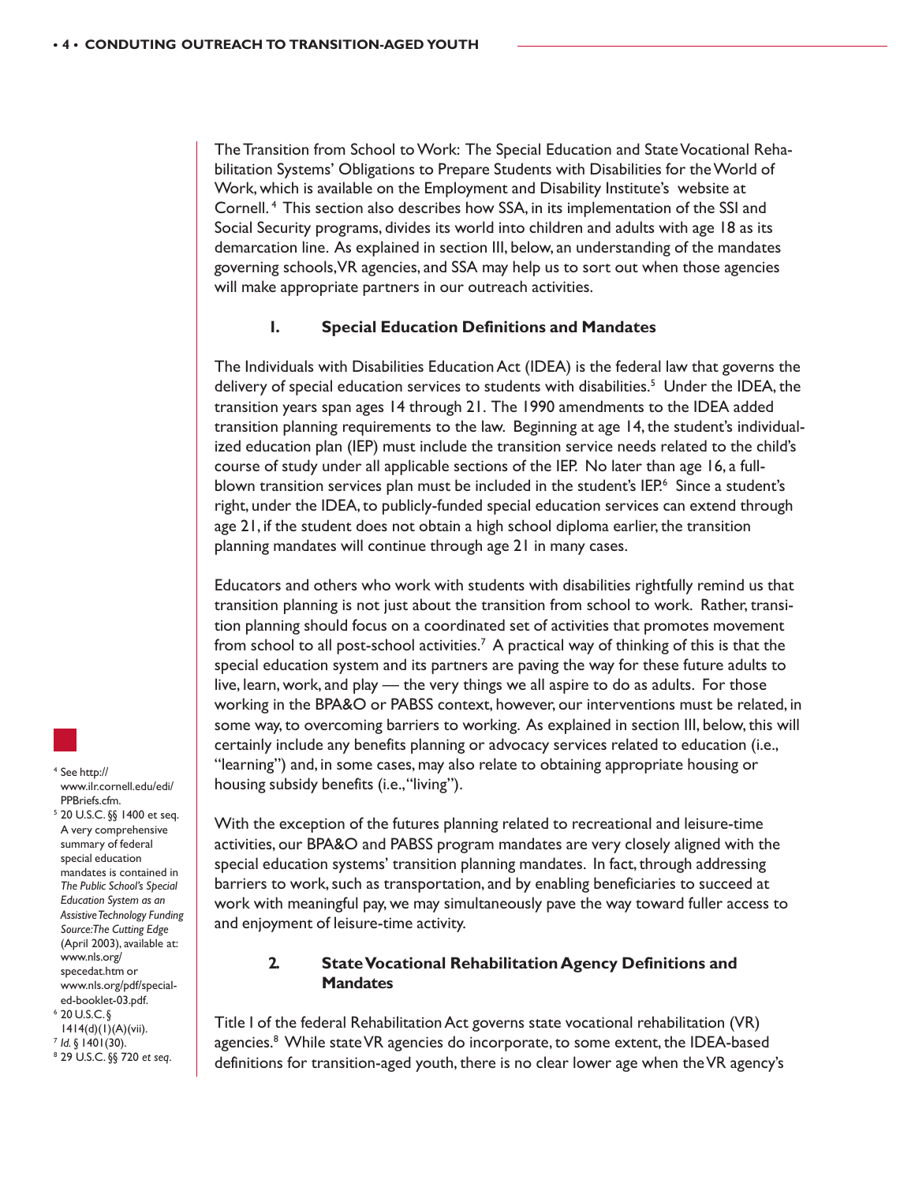The Transition from School to Work: The Special Education and State Vocational Rehabilitation Systems' Obligations to Prepare Students with Disabilities for the World of Work, which is available on the Employment and Disability Institute's website at Cornell.[4] This section also describes how SSA, in its implementation of the SSI and Social Security programs, divides its world into children and adults with age 18 as its demarcation line. As explained in section III, below, an understanding of the mandates governing schools, VR agencies, and SSA may help us to sort out when those agencies will make appropriate partners in our outreach activities.

### 1. Special Education Definitions and Mandates

The Individuals with Disabilities Education Act (IDEA) is the federal law that governs the delivery of special education services to students with disabilities.[5] Under the IDEA, the transition years span ages 14 through 21. The 1990 amendments to the IDEA added transition planning requirements to the law. Beginning at age 14, the student's individualized education plan (IEP) must include the transition service needs related to the child's course of study under all applicable sections of the IEP. No later than age 16, a full-blown transition services plan must be included in the student's IEP.[6] Since a student's right, under the IDEA, to publicly-funded special education services can extend through age 21, if the student does not obtain a high school diploma earlier, the transition planning mandates will continue through age 21 in many cases.

Educators and others who work with students with disabilities rightfully remind us that transition planning is not just about the transition from school to work. Rather, transition planning should focus on a coordinated set of activities that promotes movement from school to all post-school activities.[7] A practical way of thinking of this is that the special education system and its partners are paving the way for these future adults to live, learn, work, and play — the very things we all aspire to do as adults. For those working in the BPA&O or PABSS context, however, our interventions must be related, in some way, to overcoming barriers to working. As explained in section III, below, this will certainly include any benefits planning or advocacy services related to education (i.e., "learning") and, in some cases, may also relate to obtaining appropriate housing or housing subsidy benefits (i.e., "living").

With the exception of the futures planning related to recreational and leisure-time activities, our BPA&O and PABSS program mandates are very closely aligned with the special education systems' transition planning mandates. In fact, through addressing barriers to work, such as transportation, and by enabling beneficiaries to succeed at work with meaningful pay, we may simultaneously pave the way toward fuller access to and enjoyment of leisure-time activity.

### 2. State Vocational Rehabilitation Agency Definitions and Mandates

Title I of the federal Rehabilitation Act governs state vocational rehabilitation (VR) agencies.[8] While state VR agencies do incorporate, to some extent, the IDEA-based definitions for transition-aged youth, there is no clear lower age when the VR agency's

---

[4] See http://www.ilr.cornell.edu/edi/PPBriefs.cfm.

[5] 20 U.S.C. §§ 1400 et seq. A very comprehensive summary of federal special education mandates is contained in *The Public School's Special Education System as an Assistive Technology Funding Source: The Cutting Edge* (April 2003), available at: www.nls.org/specedat.htm or www.nls.org/pdf/special-ed-booklet-03.pdf.

[6] 20 U.S.C. § 1414(d)(1)(A)(vii).

[7] *Id.* § 1401(30).

[8] 29 U.S.C. §§ 720 *et seq.*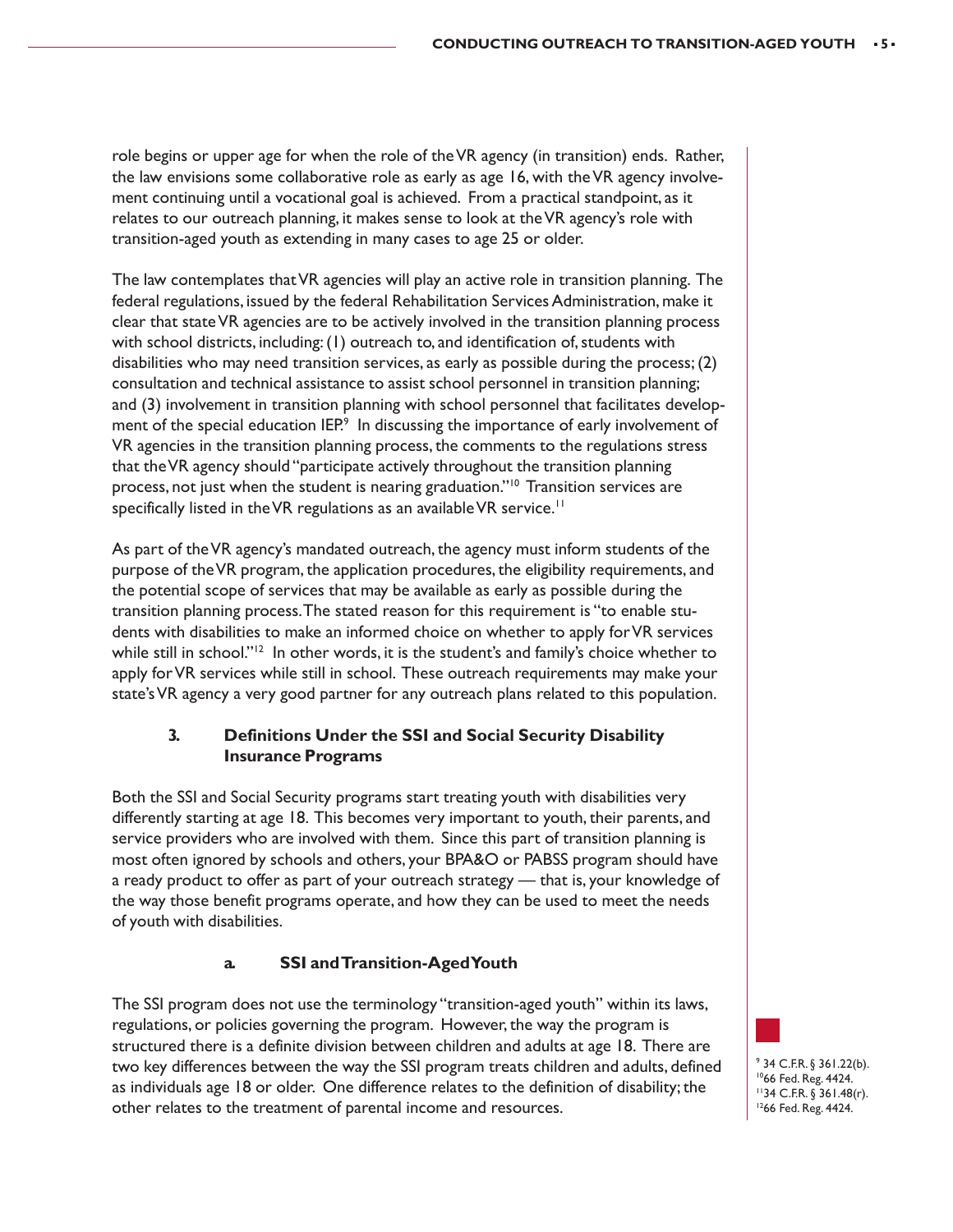role begins or upper age for when the role of the VR agency (in transition) ends. Rather, the law envisions some collaborative role as early as age 16, with the VR agency involvement continuing until a vocational goal is achieved. From a practical standpoint, as it relates to our outreach planning, it makes sense to look at the VR agency's role with transition-aged youth as extending in many cases to age 25 or older.

The law contemplates that VR agencies will play an active role in transition planning. The federal regulations, issued by the federal Rehabilitation Services Administration, make it clear that state VR agencies are to be actively involved in the transition planning process with school districts, including: (1) outreach to, and identification of, students with disabilities who may need transition services, as early as possible during the process; (2) consultation and technical assistance to assist school personnel in transition planning; and (3) involvement in transition planning with school personnel that facilitates development of the special education IEP.[9] In discussing the importance of early involvement of VR agencies in the transition planning process, the comments to the regulations stress that the VR agency should "participate actively throughout the transition planning process, not just when the student is nearing graduation."[10] Transition services are specifically listed in the VR regulations as an available VR service.[11]

As part of the VR agency's mandated outreach, the agency must inform students of the purpose of the VR program, the application procedures, the eligibility requirements, and the potential scope of services that may be available as early as possible during the transition planning process. The stated reason for this requirement is "to enable students with disabilities to make an informed choice on whether to apply for VR services while still in school."[12] In other words, it is the student's and family's choice whether to apply for VR services while still in school. These outreach requirements may make your state's VR agency a very good partner for any outreach plans related to this population.

### 3. Definitions Under the SSI and Social Security Disability Insurance Programs

Both the SSI and Social Security programs start treating youth with disabilities very differently starting at age 18. This becomes very important to youth, their parents, and service providers who are involved with them. Since this part of transition planning is most often ignored by schools and others, your BPA&O or PABSS program should have a ready product to offer as part of your outreach strategy — that is, your knowledge of the way those benefit programs operate, and how they can be used to meet the needs of youth with disabilities.

#### a. SSI and Transition-Aged Youth

The SSI program does not use the terminology "transition-aged youth" within its laws, regulations, or policies governing the program. However, the way the program is structured there is a definite division between children and adults at age 18. There are two key differences between the way the SSI program treats children and adults, defined as individuals age 18 or older. One difference relates to the definition of disability; the other relates to the treatment of parental income and resources.

[9] 34 C.F.R. § 361.22(b).
[10] 66 Fed. Reg. 4424.
[11] 34 C.F.R. § 361.48(r).
[12] 66 Fed. Reg. 4424.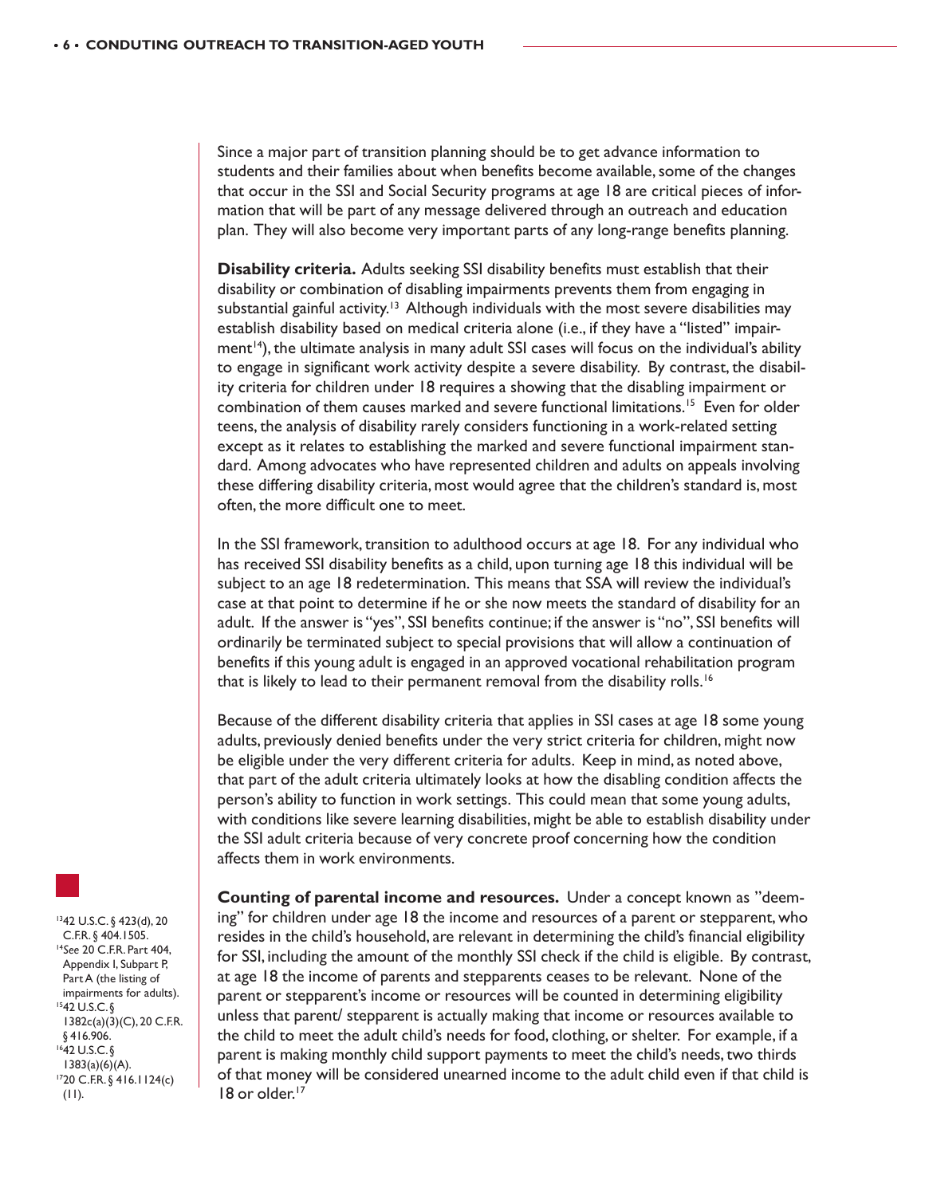Since a major part of transition planning should be to get advance information to students and their families about when benefits become available, some of the changes that occur in the SSI and Social Security programs at age 18 are critical pieces of information that will be part of any message delivered through an outreach and education plan. They will also become very important parts of any long-range benefits planning.

**Disability criteria.** Adults seeking SSI disability benefits must establish that their disability or combination of disabling impairments prevents them from engaging in substantial gainful activity.[13] Although individuals with the most severe disabilities may establish disability based on medical criteria alone (i.e., if they have a "listed" impairment[14]), the ultimate analysis in many adult SSI cases will focus on the individual's ability to engage in significant work activity despite a severe disability. By contrast, the disability criteria for children under 18 requires a showing that the disabling impairment or combination of them causes marked and severe functional limitations.[15] Even for older teens, the analysis of disability rarely considers functioning in a work-related setting except as it relates to establishing the marked and severe functional impairment standard. Among advocates who have represented children and adults on appeals involving these differing disability criteria, most would agree that the children's standard is, most often, the more difficult one to meet.

In the SSI framework, transition to adulthood occurs at age 18. For any individual who has received SSI disability benefits as a child, upon turning age 18 this individual will be subject to an age 18 redetermination. This means that SSA will review the individual's case at that point to determine if he or she now meets the standard of disability for an adult. If the answer is "yes", SSI benefits continue; if the answer is "no", SSI benefits will ordinarily be terminated subject to special provisions that will allow a continuation of benefits if this young adult is engaged in an approved vocational rehabilitation program that is likely to lead to their permanent removal from the disability rolls.[16]

Because of the different disability criteria that applies in SSI cases at age 18 some young adults, previously denied benefits under the very strict criteria for children, might now be eligible under the very different criteria for adults. Keep in mind, as noted above, that part of the adult criteria ultimately looks at how the disabling condition affects the person's ability to function in work settings. This could mean that some young adults, with conditions like severe learning disabilities, might be able to establish disability under the SSI adult criteria because of very concrete proof concerning how the condition affects them in work environments.

**Counting of parental income and resources.** Under a concept known as "deeming" for children under age 18 the income and resources of a parent or stepparent, who resides in the child's household, are relevant in determining the child's financial eligibility for SSI, including the amount of the monthly SSI check if the child is eligible. By contrast, at age 18 the income of parents and stepparents ceases to be relevant. None of the parent or stepparent's income or resources will be counted in determining eligibility unless that parent/ stepparent is actually making that income or resources available to the child to meet the adult child's needs for food, clothing, or shelter. For example, if a parent is making monthly child support payments to meet the child's needs, two thirds of that money will be considered unearned income to the adult child even if that child is 18 or older.[17]

---

[13] 42 U.S.C. § 423(d), 20 C.F.R. § 404.1505.

[14] See 20 C.F.R. Part 404, Appendix I, Subpart P, Part A (the listing of impairments for adults).

[15] 42 U.S.C. § 1382c(a)(3)(C), 20 C.F.R. § 416.906.

[16] 42 U.S.C. § 1383(a)(6)(A).

[17] 20 C.F.R. § 416.1124(c)(11).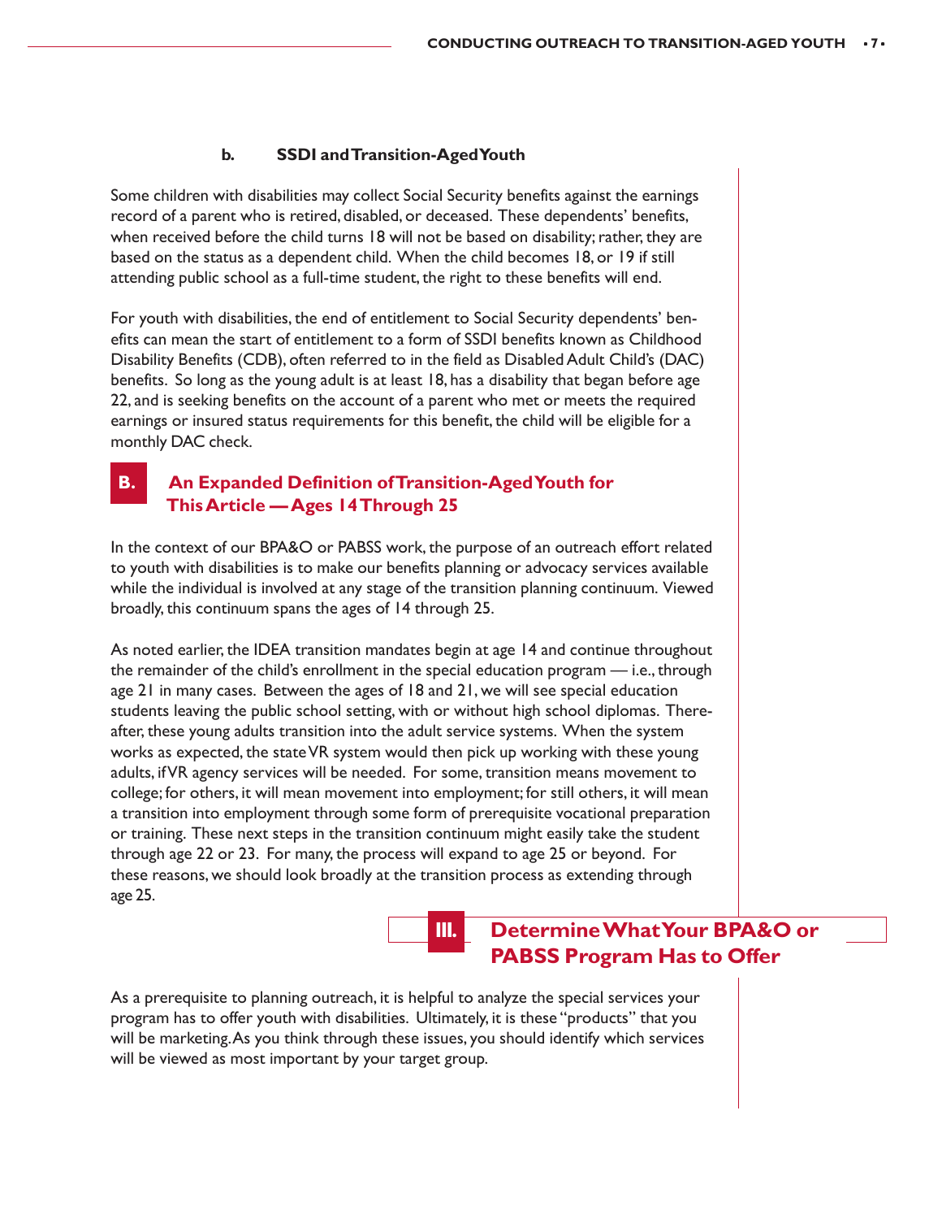#### b. SSDI and Transition-Aged Youth

Some children with disabilities may collect Social Security benefits against the earnings record of a parent who is retired, disabled, or deceased. These dependents' benefits, when received before the child turns 18 will not be based on disability; rather, they are based on the status as a dependent child. When the child becomes 18, or 19 if still attending public school as a full-time student, the right to these benefits will end.

For youth with disabilities, the end of entitlement to Social Security dependents' benefits can mean the start of entitlement to a form of SSDI benefits known as Childhood Disability Benefits (CDB), often referred to in the field as Disabled Adult Child's (DAC) benefits. So long as the young adult is at least 18, has a disability that began before age 22, and is seeking benefits on the account of a parent who met or meets the required earnings or insured status requirements for this benefit, the child will be eligible for a monthly DAC check.

### B. An Expanded Definition of Transition-Aged Youth for This Article — Ages 14 Through 25

In the context of our BPA&O or PABSS work, the purpose of an outreach effort related to youth with disabilities is to make our benefits planning or advocacy services available while the individual is involved at any stage of the transition planning continuum. Viewed broadly, this continuum spans the ages of 14 through 25.

As noted earlier, the IDEA transition mandates begin at age 14 and continue throughout the remainder of the child's enrollment in the special education program — i.e., through age 21 in many cases. Between the ages of 18 and 21, we will see special education students leaving the public school setting, with or without high school diplomas. Thereafter, these young adults transition into the adult service systems. When the system works as expected, the state VR system would then pick up working with these young adults, if VR agency services will be needed. For some, transition means movement to college; for others, it will mean movement into employment; for still others, it will mean a transition into employment through some form of prerequisite vocational preparation or training. These next steps in the transition continuum might easily take the student through age 22 or 23. For many, the process will expand to age 25 or beyond. For these reasons, we should look broadly at the transition process as extending through age 25.

## III. Determine What Your BPA&O or PABSS Program Has to Offer

As a prerequisite to planning outreach, it is helpful to analyze the special services your program has to offer youth with disabilities. Ultimately, it is these "products" that you will be marketing. As you think through these issues, you should identify which services will be viewed as most important by your target group.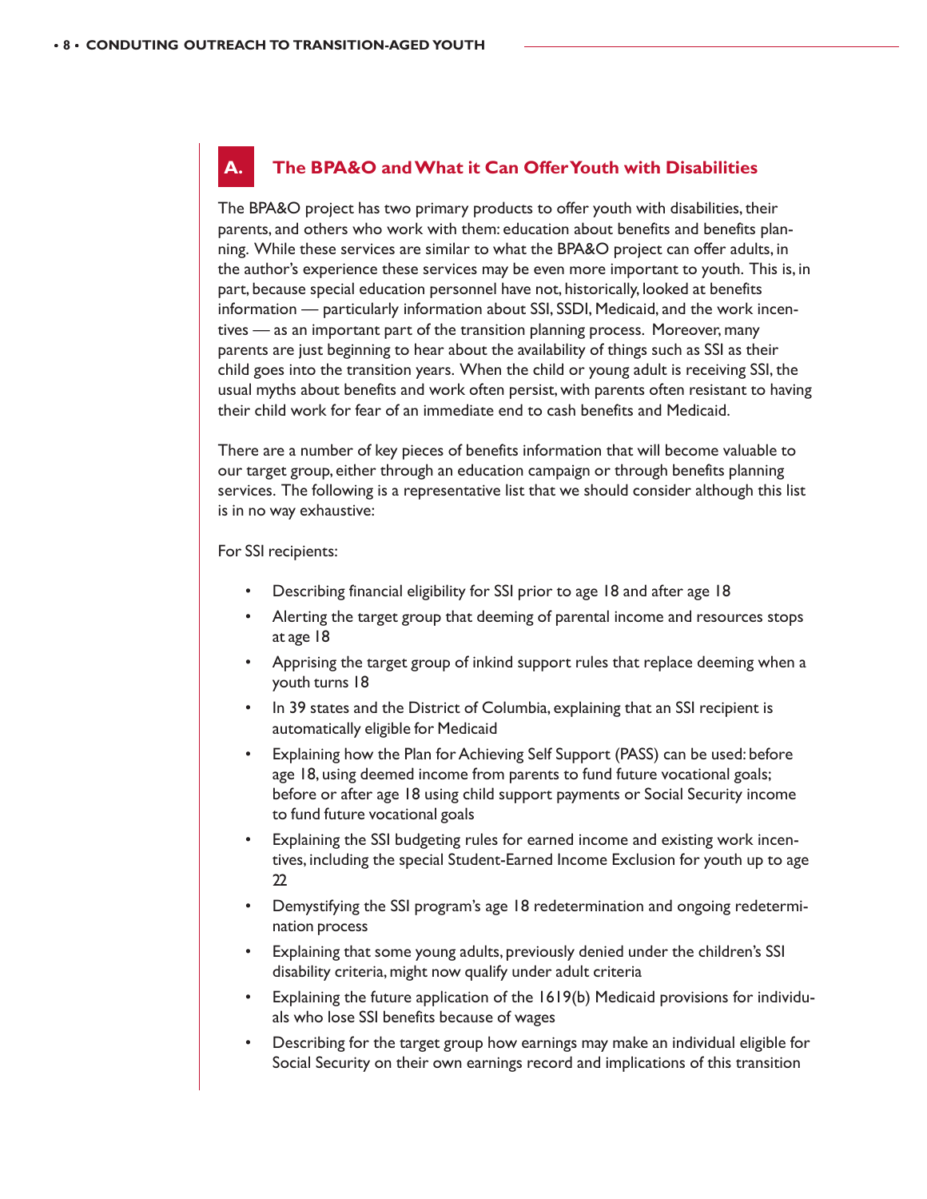## A. The BPA&O and What it Can Offer Youth with Disabilities

The BPA&O project has two primary products to offer youth with disabilities, their parents, and others who work with them: education about benefits and benefits planning. While these services are similar to what the BPA&O project can offer adults, in the author's experience these services may be even more important to youth. This is, in part, because special education personnel have not, historically, looked at benefits information — particularly information about SSI, SSDI, Medicaid, and the work incentives — as an important part of the transition planning process. Moreover, many parents are just beginning to hear about the availability of things such as SSI as their child goes into the transition years. When the child or young adult is receiving SSI, the usual myths about benefits and work often persist, with parents often resistant to having their child work for fear of an immediate end to cash benefits and Medicaid.

There are a number of key pieces of benefits information that will become valuable to our target group, either through an education campaign or through benefits planning services. The following is a representative list that we should consider although this list is in no way exhaustive:

For SSI recipients:

- Describing financial eligibility for SSI prior to age 18 and after age 18
- Alerting the target group that deeming of parental income and resources stops at age 18
- Apprising the target group of inkind support rules that replace deeming when a youth turns 18
- In 39 states and the District of Columbia, explaining that an SSI recipient is automatically eligible for Medicaid
- Explaining how the Plan for Achieving Self Support (PASS) can be used: before age 18, using deemed income from parents to fund future vocational goals; before or after age 18 using child support payments or Social Security income to fund future vocational goals
- Explaining the SSI budgeting rules for earned income and existing work incentives, including the special Student-Earned Income Exclusion for youth up to age 22
- Demystifying the SSI program's age 18 redetermination and ongoing redetermination process
- Explaining that some young adults, previously denied under the children's SSI disability criteria, might now qualify under adult criteria
- Explaining the future application of the 1619(b) Medicaid provisions for individuals who lose SSI benefits because of wages
- Describing for the target group how earnings may make an individual eligible for Social Security on their own earnings record and implications of this transition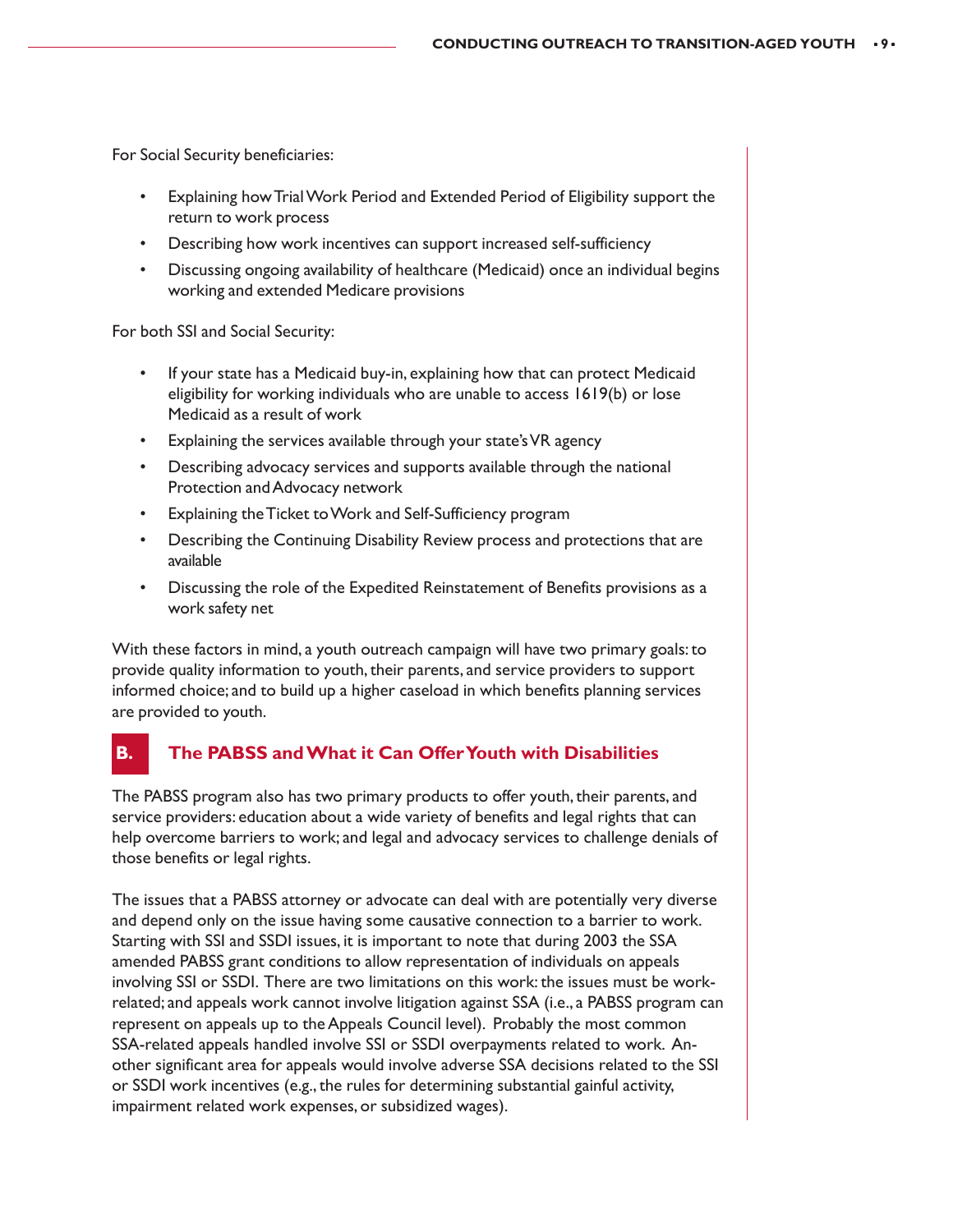For Social Security beneficiaries:

- Explaining how Trial Work Period and Extended Period of Eligibility support the return to work process
- Describing how work incentives can support increased self-sufficiency
- Discussing ongoing availability of healthcare (Medicaid) once an individual begins working and extended Medicare provisions

For both SSI and Social Security:

- If your state has a Medicaid buy-in, explaining how that can protect Medicaid eligibility for working individuals who are unable to access 1619(b) or lose Medicaid as a result of work
- Explaining the services available through your state's VR agency
- Describing advocacy services and supports available through the national Protection and Advocacy network
- Explaining the Ticket to Work and Self-Sufficiency program
- Describing the Continuing Disability Review process and protections that are available
- Discussing the role of the Expedited Reinstatement of Benefits provisions as a work safety net

With these factors in mind, a youth outreach campaign will have two primary goals: to provide quality information to youth, their parents, and service providers to support informed choice; and to build up a higher caseload in which benefits planning services are provided to youth.

## B. The PABSS and What it Can Offer Youth with Disabilities

The PABSS program also has two primary products to offer youth, their parents, and service providers: education about a wide variety of benefits and legal rights that can help overcome barriers to work; and legal and advocacy services to challenge denials of those benefits or legal rights.

The issues that a PABSS attorney or advocate can deal with are potentially very diverse and depend only on the issue having some causative connection to a barrier to work. Starting with SSI and SSDI issues, it is important to note that during 2003 the SSA amended PABSS grant conditions to allow representation of individuals on appeals involving SSI or SSDI. There are two limitations on this work: the issues must be work-related; and appeals work cannot involve litigation against SSA (i.e., a PABSS program can represent on appeals up to the Appeals Council level). Probably the most common SSA-related appeals handled involve SSI or SSDI overpayments related to work. Another significant area for appeals would involve adverse SSA decisions related to the SSI or SSDI work incentives (e.g., the rules for determining substantial gainful activity, impairment related work expenses, or subsidized wages).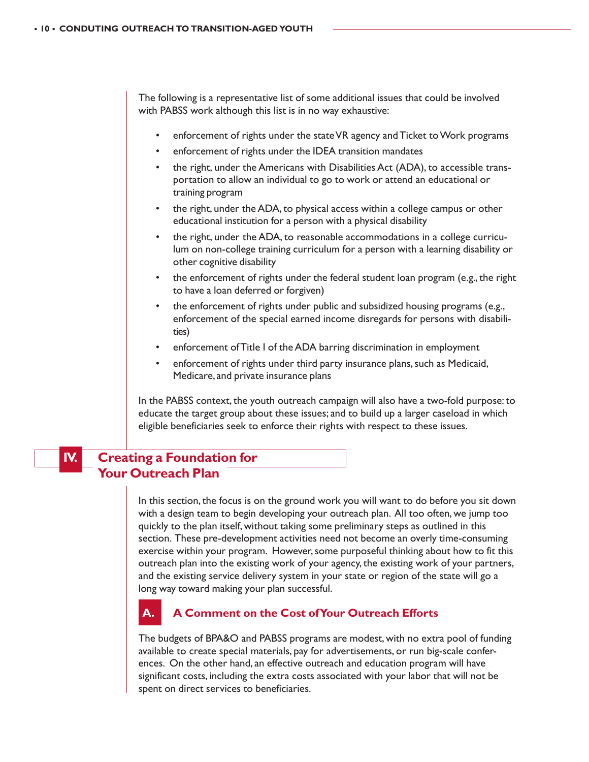The following is a representative list of some additional issues that could be involved with PABSS work although this list is in no way exhaustive:

- enforcement of rights under the state VR agency and Ticket to Work programs
- enforcement of rights under the IDEA transition mandates
- the right, under the Americans with Disabilities Act (ADA), to accessible transportation to allow an individual to go to work or attend an educational or training program
- the right, under the ADA, to physical access within a college campus or other educational institution for a person with a physical disability
- the right, under the ADA, to reasonable accommodations in a college curriculum on non-college training curriculum for a person with a learning disability or other cognitive disability
- the enforcement of rights under the federal student loan program (e.g., the right to have a loan deferred or forgiven)
- the enforcement of rights under public and subsidized housing programs (e.g., enforcement of the special earned income disregards for persons with disabilities)
- enforcement of Title I of the ADA barring discrimination in employment
- enforcement of rights under third party insurance plans, such as Medicaid, Medicare, and private insurance plans

In the PABSS context, the youth outreach campaign will also have a two-fold purpose: to educate the target group about these issues; and to build up a larger caseload in which eligible beneficiaries seek to enforce their rights with respect to these issues.

## IV. Creating a Foundation for Your Outreach Plan

In this section, the focus is on the ground work you will want to do before you sit down with a design team to begin developing your outreach plan. All too often, we jump too quickly to the plan itself, without taking some preliminary steps as outlined in this section. These pre-development activities need not become an overly time-consuming exercise within your program. However, some purposeful thinking about how to fit this outreach plan into the existing work of your agency, the existing work of your partners, and the existing service delivery system in your state or region of the state will go a long way toward making your plan successful.

### A. A Comment on the Cost of Your Outreach Efforts

The budgets of BPA&O and PABSS programs are modest, with no extra pool of funding available to create special materials, pay for advertisements, or run big-scale conferences. On the other hand, an effective outreach and education program will have significant costs, including the extra costs associated with your labor that will not be spent on direct services to beneficiaries.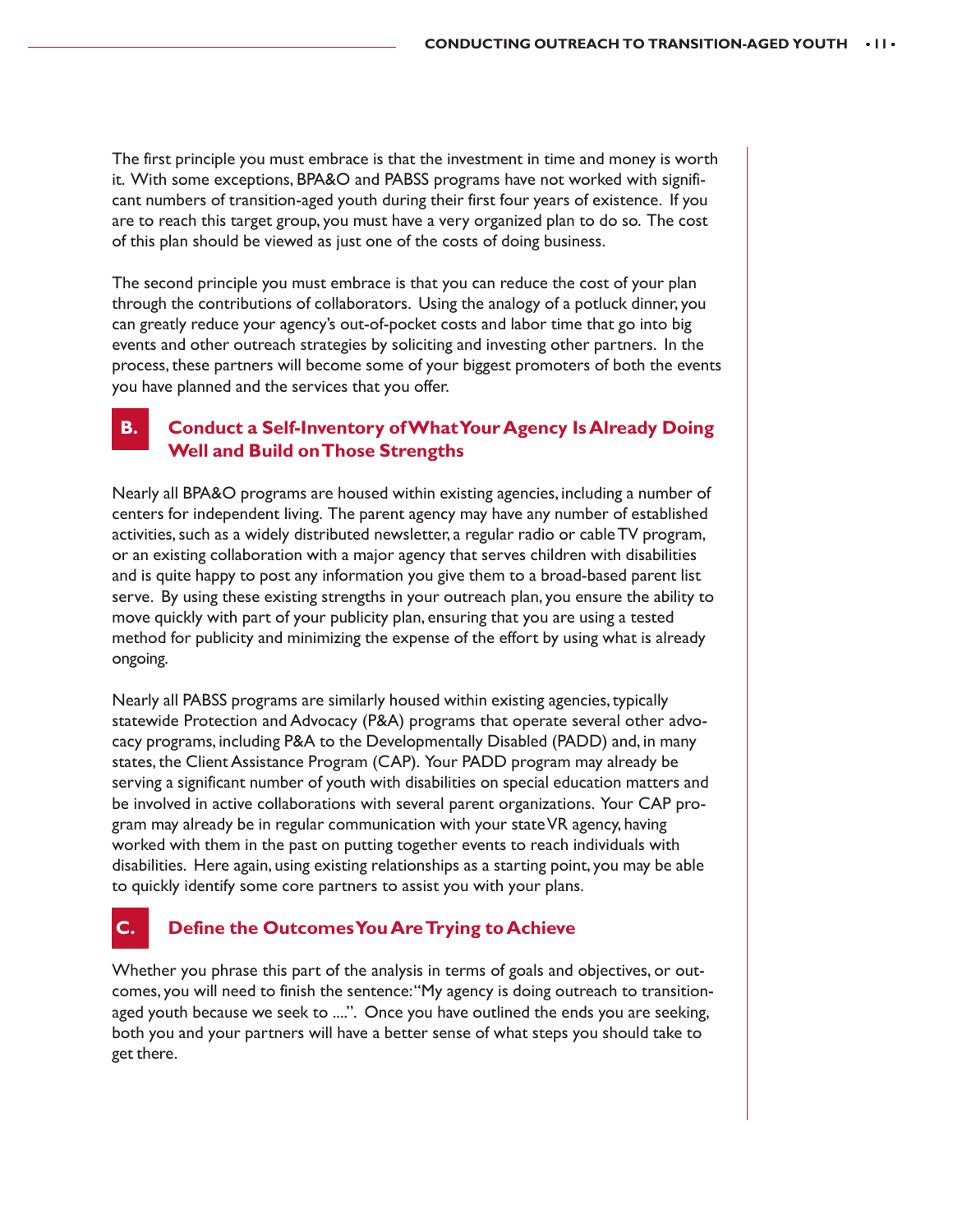The first principle you must embrace is that the investment in time and money is worth it. With some exceptions, BPA&O and PABSS programs have not worked with significant numbers of transition-aged youth during their first four years of existence. If you are to reach this target group, you must have a very organized plan to do so. The cost of this plan should be viewed as just one of the costs of doing business.

The second principle you must embrace is that you can reduce the cost of your plan through the contributions of collaborators. Using the analogy of a potluck dinner, you can greatly reduce your agency's out-of-pocket costs and labor time that go into big events and other outreach strategies by soliciting and investing other partners. In the process, these partners will become some of your biggest promoters of both the events you have planned and the services that you offer.

## B. Conduct a Self-Inventory of What Your Agency Is Already Doing Well and Build on Those Strengths

Nearly all BPA&O programs are housed within existing agencies, including a number of centers for independent living. The parent agency may have any number of established activities, such as a widely distributed newsletter, a regular radio or cable TV program, or an existing collaboration with a major agency that serves children with disabilities and is quite happy to post any information you give them to a broad-based parent list serve. By using these existing strengths in your outreach plan, you ensure the ability to move quickly with part of your publicity plan, ensuring that you are using a tested method for publicity and minimizing the expense of the effort by using what is already ongoing.

Nearly all PABSS programs are similarly housed within existing agencies, typically statewide Protection and Advocacy (P&A) programs that operate several other advocacy programs, including P&A to the Developmentally Disabled (PADD) and, in many states, the Client Assistance Program (CAP). Your PADD program may already be serving a significant number of youth with disabilities on special education matters and be involved in active collaborations with several parent organizations. Your CAP program may already be in regular communication with your state VR agency, having worked with them in the past on putting together events to reach individuals with disabilities. Here again, using existing relationships as a starting point, you may be able to quickly identify some core partners to assist you with your plans.

## C. Define the Outcomes You Are Trying to Achieve

Whether you phrase this part of the analysis in terms of goals and objectives, or outcomes, you will need to finish the sentence: "My agency is doing outreach to transition-aged youth because we seek to ....". Once you have outlined the ends you are seeking, both you and your partners will have a better sense of what steps you should take to get there.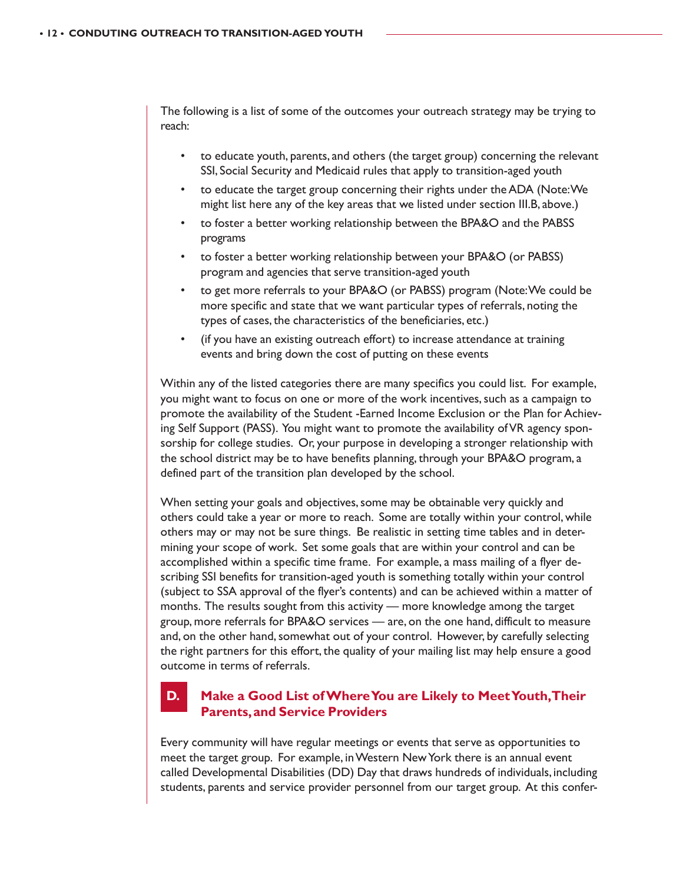The following is a list of some of the outcomes your outreach strategy may be trying to reach:

- to educate youth, parents, and others (the target group) concerning the relevant SSI, Social Security and Medicaid rules that apply to transition-aged youth
- to educate the target group concerning their rights under the ADA (Note: We might list here any of the key areas that we listed under section III.B, above.)
- to foster a better working relationship between the BPA&O and the PABSS programs
- to foster a better working relationship between your BPA&O (or PABSS) program and agencies that serve transition-aged youth
- to get more referrals to your BPA&O (or PABSS) program (Note: We could be more specific and state that we want particular types of referrals, noting the types of cases, the characteristics of the beneficiaries, etc.)
- (if you have an existing outreach effort) to increase attendance at training events and bring down the cost of putting on these events

Within any of the listed categories there are many specifics you could list. For example, you might want to focus on one or more of the work incentives, such as a campaign to promote the availability of the Student -Earned Income Exclusion or the Plan for Achieving Self Support (PASS). You might want to promote the availability of VR agency sponsorship for college studies. Or, your purpose in developing a stronger relationship with the school district may be to have benefits planning, through your BPA&O program, a defined part of the transition plan developed by the school.

When setting your goals and objectives, some may be obtainable very quickly and others could take a year or more to reach. Some are totally within your control, while others may or may not be sure things. Be realistic in setting time tables and in determining your scope of work. Set some goals that are within your control and can be accomplished within a specific time frame. For example, a mass mailing of a flyer describing SSI benefits for transition-aged youth is something totally within your control (subject to SSA approval of the flyer's contents) and can be achieved within a matter of months. The results sought from this activity — more knowledge among the target group, more referrals for BPA&O services — are, on the one hand, difficult to measure and, on the other hand, somewhat out of your control. However, by carefully selecting the right partners for this effort, the quality of your mailing list may help ensure a good outcome in terms of referrals.

## D. Make a Good List of Where You are Likely to Meet Youth, Their Parents, and Service Providers

Every community will have regular meetings or events that serve as opportunities to meet the target group. For example, in Western New York there is an annual event called Developmental Disabilities (DD) Day that draws hundreds of individuals, including students, parents and service provider personnel from our target group. At this confer-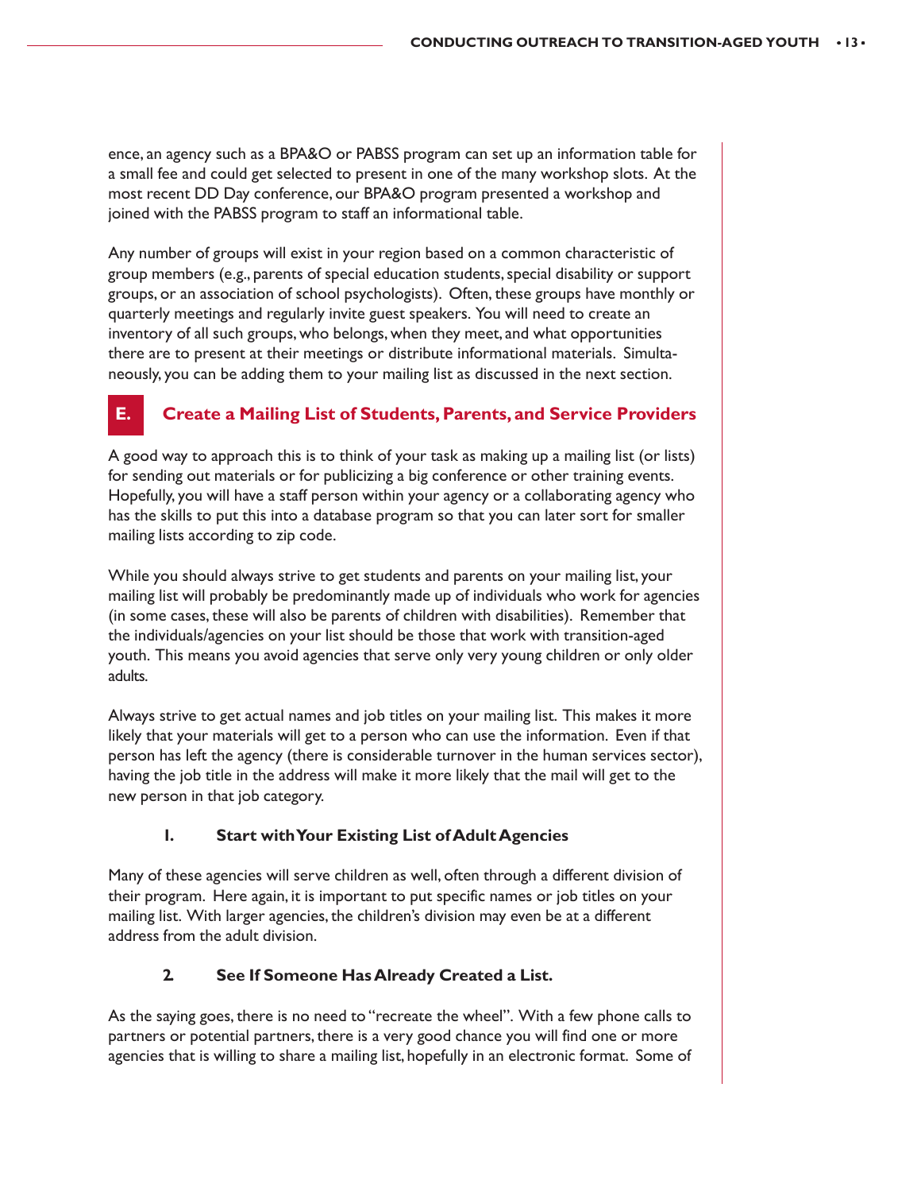ence, an agency such as a BPA&O or PABSS program can set up an information table for a small fee and could get selected to present in one of the many workshop slots. At the most recent DD Day conference, our BPA&O program presented a workshop and joined with the PABSS program to staff an informational table.

Any number of groups will exist in your region based on a common characteristic of group members (e.g., parents of special education students, special disability or support groups, or an association of school psychologists). Often, these groups have monthly or quarterly meetings and regularly invite guest speakers. You will need to create an inventory of all such groups, who belongs, when they meet, and what opportunities there are to present at their meetings or distribute informational materials. Simultaneously, you can be adding them to your mailing list as discussed in the next section.

## E. Create a Mailing List of Students, Parents, and Service Providers

A good way to approach this is to think of your task as making up a mailing list (or lists) for sending out materials or for publicizing a big conference or other training events. Hopefully, you will have a staff person within your agency or a collaborating agency who has the skills to put this into a database program so that you can later sort for smaller mailing lists according to zip code.

While you should always strive to get students and parents on your mailing list, your mailing list will probably be predominantly made up of individuals who work for agencies (in some cases, these will also be parents of children with disabilities). Remember that the individuals/agencies on your list should be those that work with transition-aged youth. This means you avoid agencies that serve only very young children or only older adults.

Always strive to get actual names and job titles on your mailing list. This makes it more likely that your materials will get to a person who can use the information. Even if that person has left the agency (there is considerable turnover in the human services sector), having the job title in the address will make it more likely that the mail will get to the new person in that job category.

### 1. Start with Your Existing List of Adult Agencies

Many of these agencies will serve children as well, often through a different division of their program. Here again, it is important to put specific names or job titles on your mailing list. With larger agencies, the children's division may even be at a different address from the adult division.

### 2. See If Someone Has Already Created a List.

As the saying goes, there is no need to "recreate the wheel". With a few phone calls to partners or potential partners, there is a very good chance you will find one or more agencies that is willing to share a mailing list, hopefully in an electronic format. Some of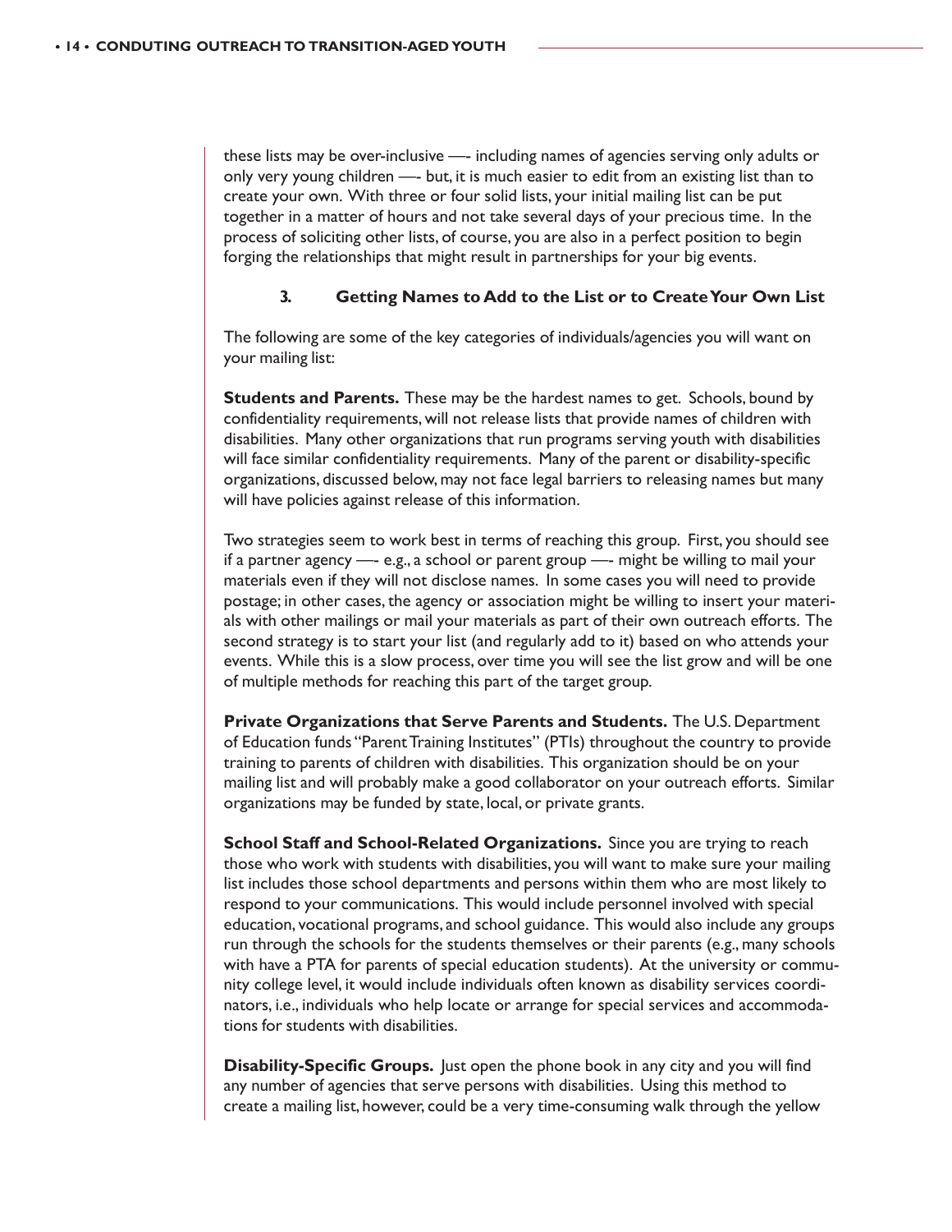these lists may be over-inclusive —- including names of agencies serving only adults or only very young children —- but, it is much easier to edit from an existing list than to create your own. With three or four solid lists, your initial mailing list can be put together in a matter of hours and not take several days of your precious time. In the process of soliciting other lists, of course, you are also in a perfect position to begin forging the relationships that might result in partnerships for your big events.

### 3. Getting Names to Add to the List or to Create Your Own List

The following are some of the key categories of individuals/agencies you will want on your mailing list:

**Students and Parents.** These may be the hardest names to get. Schools, bound by confidentiality requirements, will not release lists that provide names of children with disabilities. Many other organizations that run programs serving youth with disabilities will face similar confidentiality requirements. Many of the parent or disability-specific organizations, discussed below, may not face legal barriers to releasing names but many will have policies against release of this information.

Two strategies seem to work best in terms of reaching this group. First, you should see if a partner agency —- e.g., a school or parent group —- might be willing to mail your materials even if they will not disclose names. In some cases you will need to provide postage; in other cases, the agency or association might be willing to insert your materials with other mailings or mail your materials as part of their own outreach efforts. The second strategy is to start your list (and regularly add to it) based on who attends your events. While this is a slow process, over time you will see the list grow and will be one of multiple methods for reaching this part of the target group.

**Private Organizations that Serve Parents and Students.** The U.S. Department of Education funds "Parent Training Institutes" (PTIs) throughout the country to provide training to parents of children with disabilities. This organization should be on your mailing list and will probably make a good collaborator on your outreach efforts. Similar organizations may be funded by state, local, or private grants.

**School Staff and School-Related Organizations.** Since you are trying to reach those who work with students with disabilities, you will want to make sure your mailing list includes those school departments and persons within them who are most likely to respond to your communications. This would include personnel involved with special education, vocational programs, and school guidance. This would also include any groups run through the schools for the students themselves or their parents (e.g., many schools with have a PTA for parents of special education students). At the university or community college level, it would include individuals often known as disability services coordinators, i.e., individuals who help locate or arrange for special services and accommodations for students with disabilities.

**Disability-Specific Groups.** Just open the phone book in any city and you will find any number of agencies that serve persons with disabilities. Using this method to create a mailing list, however, could be a very time-consuming walk through the yellow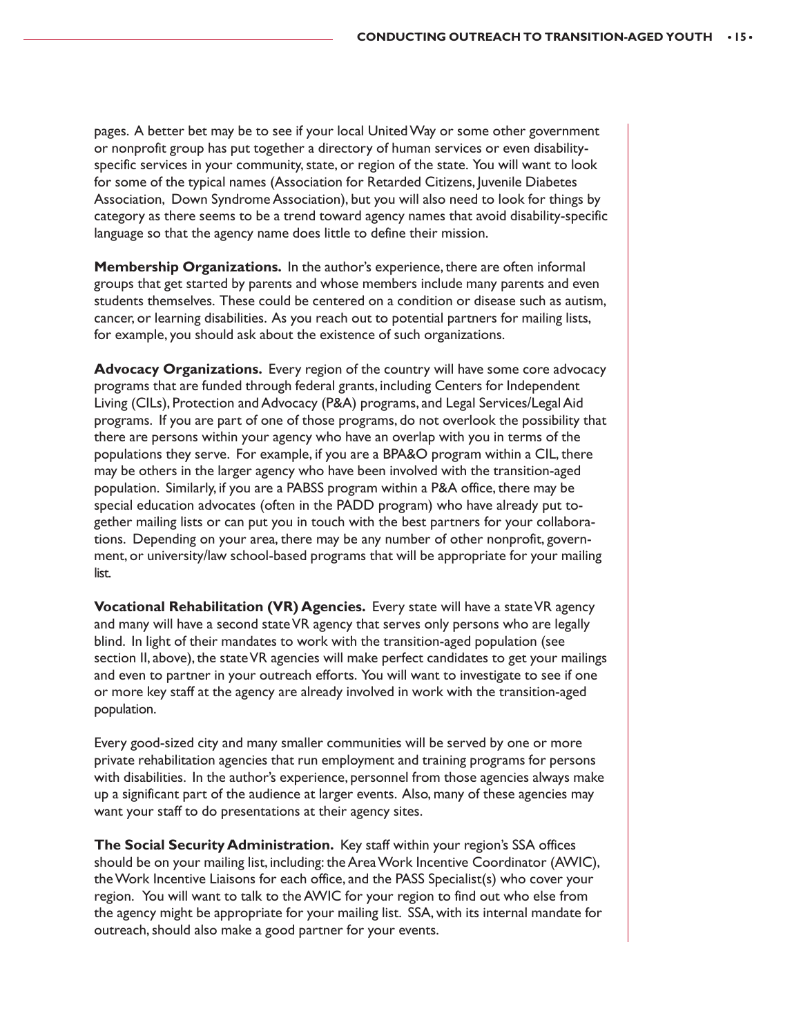pages. A better bet may be to see if your local United Way or some other government or nonprofit group has put together a directory of human services or even disability-specific services in your community, state, or region of the state. You will want to look for some of the typical names (Association for Retarded Citizens, Juvenile Diabetes Association, Down Syndrome Association), but you will also need to look for things by category as there seems to be a trend toward agency names that avoid disability-specific language so that the agency name does little to define their mission.

**Membership Organizations.** In the author's experience, there are often informal groups that get started by parents and whose members include many parents and even students themselves. These could be centered on a condition or disease such as autism, cancer, or learning disabilities. As you reach out to potential partners for mailing lists, for example, you should ask about the existence of such organizations.

**Advocacy Organizations.** Every region of the country will have some core advocacy programs that are funded through federal grants, including Centers for Independent Living (CILs), Protection and Advocacy (P&A) programs, and Legal Services/Legal Aid programs. If you are part of one of those programs, do not overlook the possibility that there are persons within your agency who have an overlap with you in terms of the populations they serve. For example, if you are a BPA&O program within a CIL, there may be others in the larger agency who have been involved with the transition-aged population. Similarly, if you are a PABSS program within a P&A office, there may be special education advocates (often in the PADD program) who have already put together mailing lists or can put you in touch with the best partners for your collaborations. Depending on your area, there may be any number of other nonprofit, government, or university/law school-based programs that will be appropriate for your mailing list.

**Vocational Rehabilitation (VR) Agencies.** Every state will have a state VR agency and many will have a second state VR agency that serves only persons who are legally blind. In light of their mandates to work with the transition-aged population (see section II, above), the state VR agencies will make perfect candidates to get your mailings and even to partner in your outreach efforts. You will want to investigate to see if one or more key staff at the agency are already involved in work with the transition-aged population.

Every good-sized city and many smaller communities will be served by one or more private rehabilitation agencies that run employment and training programs for persons with disabilities. In the author's experience, personnel from those agencies always make up a significant part of the audience at larger events. Also, many of these agencies may want your staff to do presentations at their agency sites.

**The Social Security Administration.** Key staff within your region's SSA offices should be on your mailing list, including: the Area Work Incentive Coordinator (AWIC), the Work Incentive Liaisons for each office, and the PASS Specialist(s) who cover your region. You will want to talk to the AWIC for your region to find out who else from the agency might be appropriate for your mailing list. SSA, with its internal mandate for outreach, should also make a good partner for your events.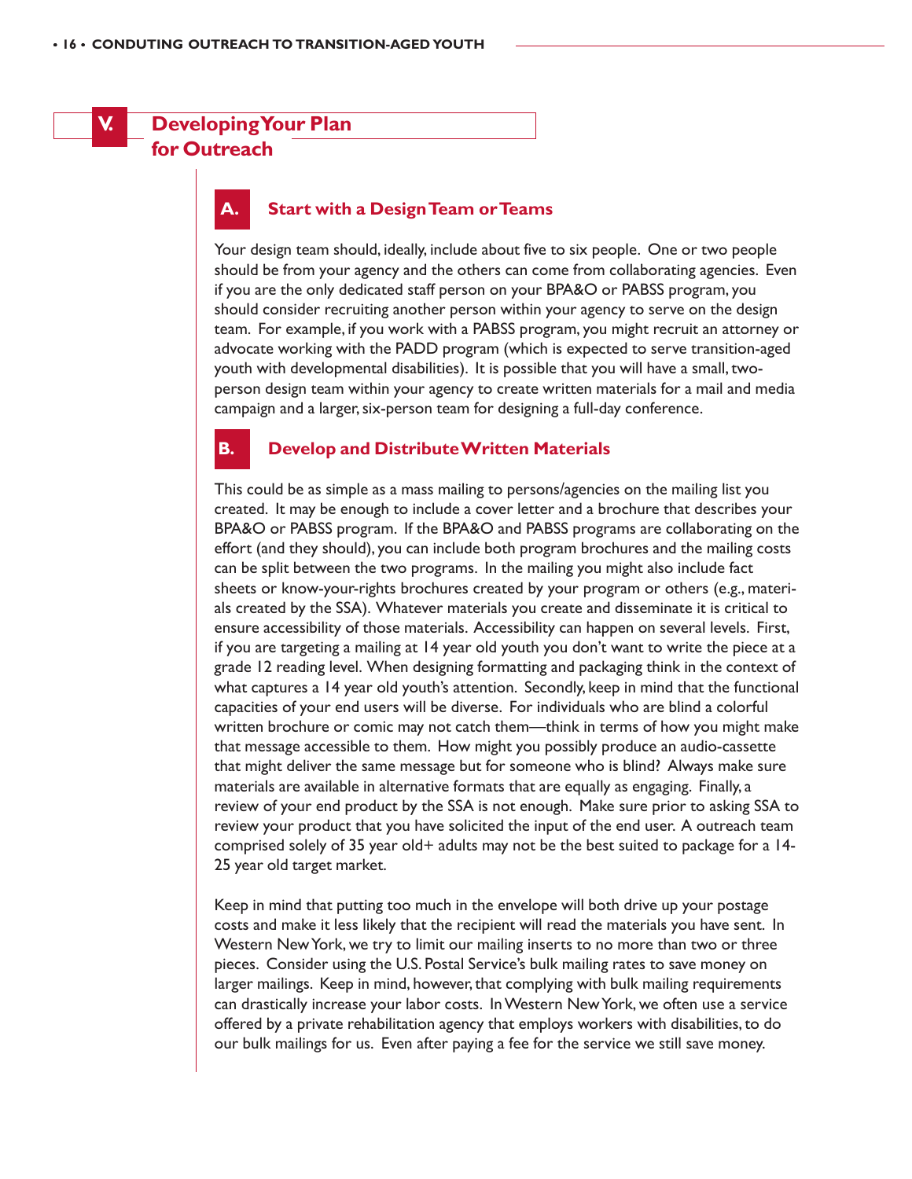## V. Developing Your Plan for Outreach

### A. Start with a Design Team or Teams

Your design team should, ideally, include about five to six people. One or two people should be from your agency and the others can come from collaborating agencies. Even if you are the only dedicated staff person on your BPA&O or PABSS program, you should consider recruiting another person within your agency to serve on the design team. For example, if you work with a PABSS program, you might recruit an attorney or advocate working with the PADD program (which is expected to serve transition-aged youth with developmental disabilities). It is possible that you will have a small, two-person design team within your agency to create written materials for a mail and media campaign and a larger, six-person team for designing a full-day conference.

### B. Develop and Distribute Written Materials

This could be as simple as a mass mailing to persons/agencies on the mailing list you created. It may be enough to include a cover letter and a brochure that describes your BPA&O or PABSS program. If the BPA&O and PABSS programs are collaborating on the effort (and they should), you can include both program brochures and the mailing costs can be split between the two programs. In the mailing you might also include fact sheets or know-your-rights brochures created by your program or others (e.g., materials created by the SSA). Whatever materials you create and disseminate it is critical to ensure accessibility of those materials. Accessibility can happen on several levels. First, if you are targeting a mailing at 14 year old youth you don't want to write the piece at a grade 12 reading level. When designing formatting and packaging think in the context of what captures a 14 year old youth's attention. Secondly, keep in mind that the functional capacities of your end users will be diverse. For individuals who are blind a colorful written brochure or comic may not catch them—think in terms of how you might make that message accessible to them. How might you possibly produce an audio-cassette that might deliver the same message but for someone who is blind? Always make sure materials are available in alternative formats that are equally as engaging. Finally, a review of your end product by the SSA is not enough. Make sure prior to asking SSA to review your product that you have solicited the input of the end user. A outreach team comprised solely of 35 year old+ adults may not be the best suited to package for a 14-25 year old target market.

Keep in mind that putting too much in the envelope will both drive up your postage costs and make it less likely that the recipient will read the materials you have sent. In Western New York, we try to limit our mailing inserts to no more than two or three pieces. Consider using the U.S. Postal Service's bulk mailing rates to save money on larger mailings. Keep in mind, however, that complying with bulk mailing requirements can drastically increase your labor costs. In Western New York, we often use a service offered by a private rehabilitation agency that employs workers with disabilities, to do our bulk mailings for us. Even after paying a fee for the service we still save money.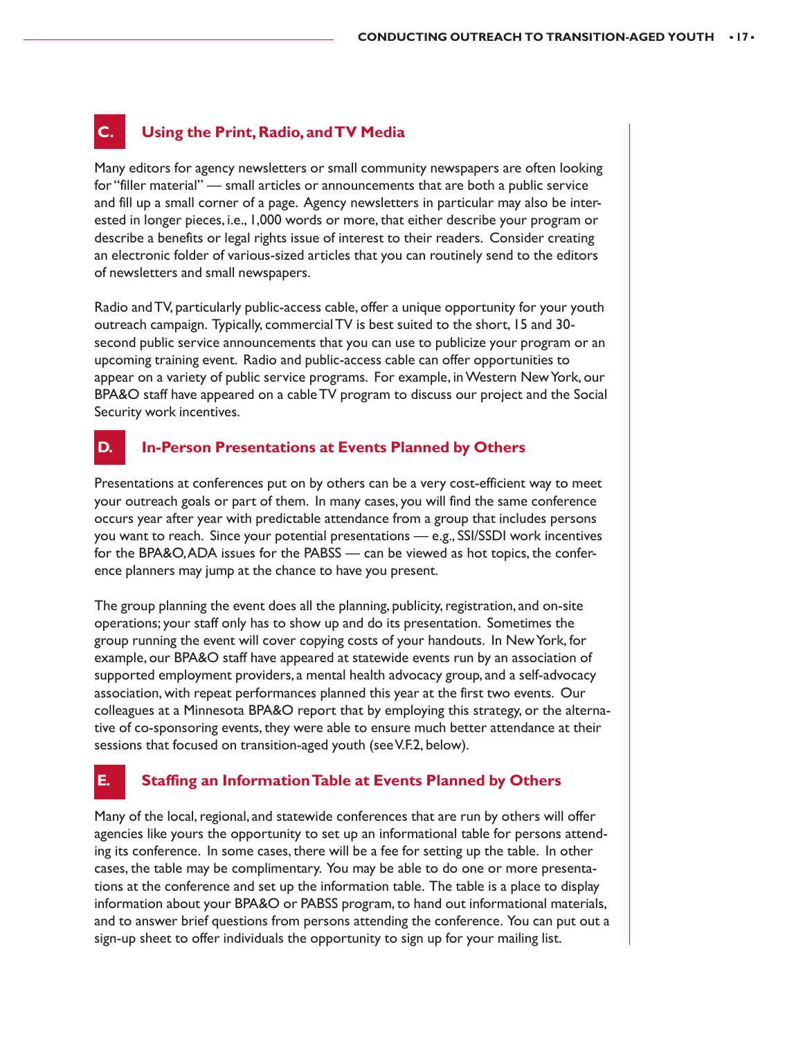## C. Using the Print, Radio, and TV Media

Many editors for agency newsletters or small community newspapers are often looking for "filler material" — small articles or announcements that are both a public service and fill up a small corner of a page. Agency newsletters in particular may also be interested in longer pieces, i.e., 1,000 words or more, that either describe your program or describe a benefits or legal rights issue of interest to their readers. Consider creating an electronic folder of various-sized articles that you can routinely send to the editors of newsletters and small newspapers.

Radio and TV, particularly public-access cable, offer a unique opportunity for your youth outreach campaign. Typically, commercial TV is best suited to the short, 15 and 30-second public service announcements that you can use to publicize your program or an upcoming training event. Radio and public-access cable can offer opportunities to appear on a variety of public service programs. For example, in Western New York, our BPA&O staff have appeared on a cable TV program to discuss our project and the Social Security work incentives.

## D. In-Person Presentations at Events Planned by Others

Presentations at conferences put on by others can be a very cost-efficient way to meet your outreach goals or part of them. In many cases, you will find the same conference occurs year after year with predictable attendance from a group that includes persons you want to reach. Since your potential presentations — e.g., SSI/SSDI work incentives for the BPA&O, ADA issues for the PABSS — can be viewed as hot topics, the conference planners may jump at the chance to have you present.

The group planning the event does all the planning, publicity, registration, and on-site operations; your staff only has to show up and do its presentation. Sometimes the group running the event will cover copying costs of your handouts. In New York, for example, our BPA&O staff have appeared at statewide events run by an association of supported employment providers, a mental health advocacy group, and a self-advocacy association, with repeat performances planned this year at the first two events. Our colleagues at a Minnesota BPA&O report that by employing this strategy, or the alternative of co-sponsoring events, they were able to ensure much better attendance at their sessions that focused on transition-aged youth (see V.F.2, below).

## E. Staffing an Information Table at Events Planned by Others

Many of the local, regional, and statewide conferences that are run by others will offer agencies like yours the opportunity to set up an informational table for persons attending its conference. In some cases, there will be a fee for setting up the table. In other cases, the table may be complimentary. You may be able to do one or more presentations at the conference and set up the information table. The table is a place to display information about your BPA&O or PABSS program, to hand out informational materials, and to answer brief questions from persons attending the conference. You can put out a sign-up sheet to offer individuals the opportunity to sign up for your mailing list.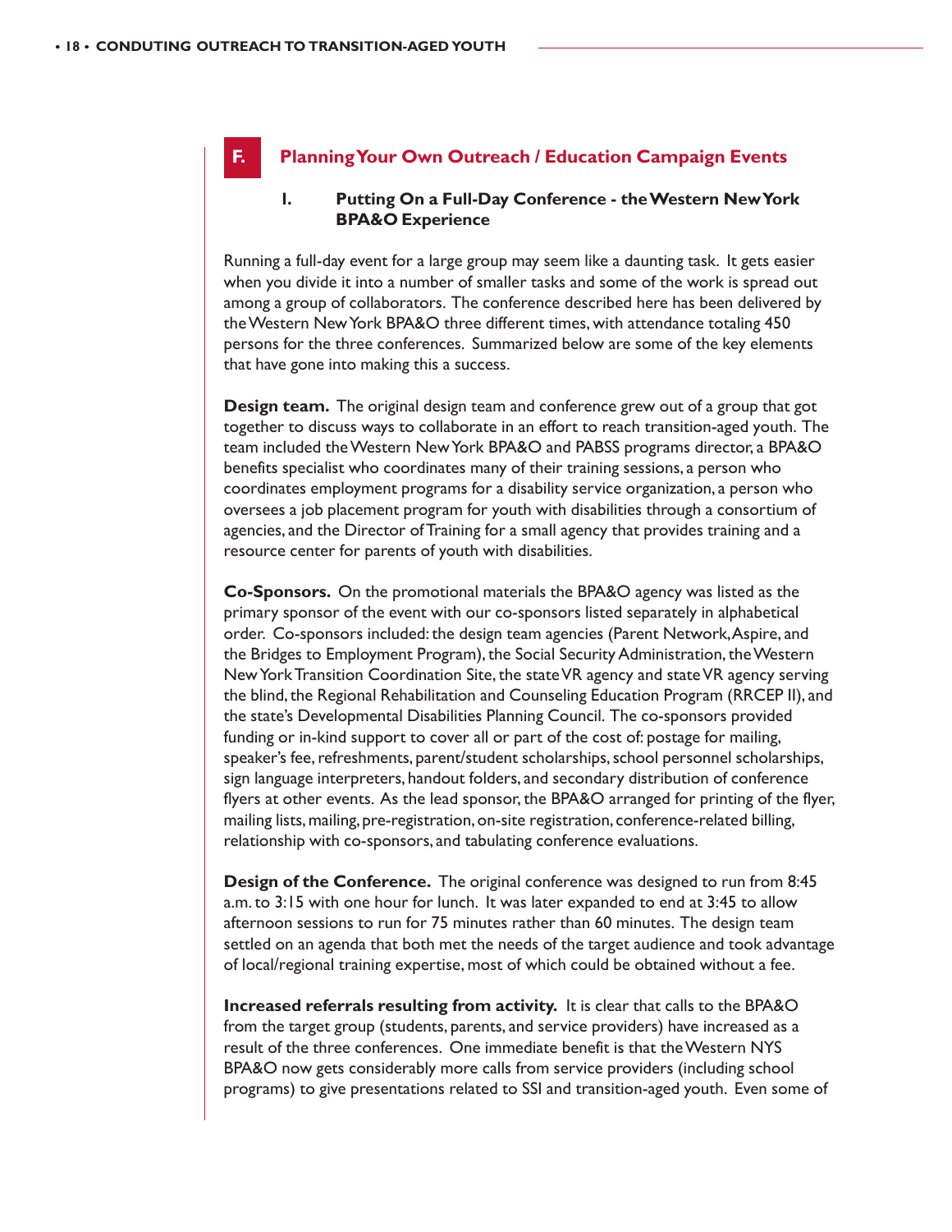## F. Planning Your Own Outreach / Education Campaign Events

### 1. Putting On a Full-Day Conference - the Western New York BPA&O Experience

Running a full-day event for a large group may seem like a daunting task. It gets easier when you divide it into a number of smaller tasks and some of the work is spread out among a group of collaborators. The conference described here has been delivered by the Western New York BPA&O three different times, with attendance totaling 450 persons for the three conferences. Summarized below are some of the key elements that have gone into making this a success.

**Design team.** The original design team and conference grew out of a group that got together to discuss ways to collaborate in an effort to reach transition-aged youth. The team included the Western New York BPA&O and PABSS programs director, a BPA&O benefits specialist who coordinates many of their training sessions, a person who coordinates employment programs for a disability service organization, a person who oversees a job placement program for youth with disabilities through a consortium of agencies, and the Director of Training for a small agency that provides training and a resource center for parents of youth with disabilities.

**Co-Sponsors.** On the promotional materials the BPA&O agency was listed as the primary sponsor of the event with our co-sponsors listed separately in alphabetical order. Co-sponsors included: the design team agencies (Parent Network, Aspire, and the Bridges to Employment Program), the Social Security Administration, the Western New York Transition Coordination Site, the state VR agency and state VR agency serving the blind, the Regional Rehabilitation and Counseling Education Program (RRCEP II), and the state's Developmental Disabilities Planning Council. The co-sponsors provided funding or in-kind support to cover all or part of the cost of: postage for mailing, speaker's fee, refreshments, parent/student scholarships, school personnel scholarships, sign language interpreters, handout folders, and secondary distribution of conference flyers at other events. As the lead sponsor, the BPA&O arranged for printing of the flyer, mailing lists, mailing, pre-registration, on-site registration, conference-related billing, relationship with co-sponsors, and tabulating conference evaluations.

**Design of the Conference.** The original conference was designed to run from 8:45 a.m. to 3:15 with one hour for lunch. It was later expanded to end at 3:45 to allow afternoon sessions to run for 75 minutes rather than 60 minutes. The design team settled on an agenda that both met the needs of the target audience and took advantage of local/regional training expertise, most of which could be obtained without a fee.

**Increased referrals resulting from activity.** It is clear that calls to the BPA&O from the target group (students, parents, and service providers) have increased as a result of the three conferences. One immediate benefit is that the Western NYS BPA&O now gets considerably more calls from service providers (including school programs) to give presentations related to SSI and transition-aged youth. Even some of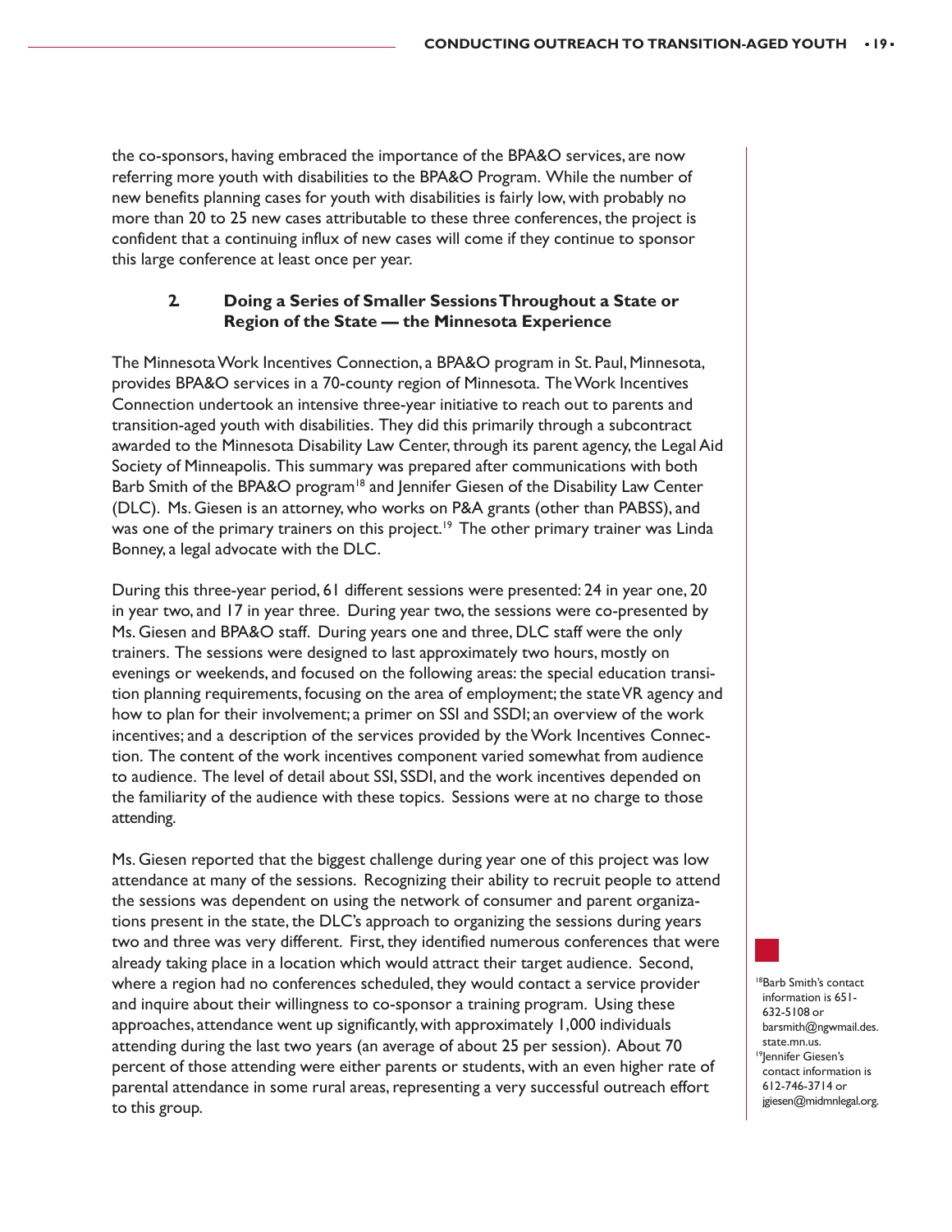the co-sponsors, having embraced the importance of the BPA&O services, are now referring more youth with disabilities to the BPA&O Program. While the number of new benefits planning cases for youth with disabilities is fairly low, with probably no more than 20 to 25 new cases attributable to these three conferences, the project is confident that a continuing influx of new cases will come if they continue to sponsor this large conference at least once per year.

### 2. Doing a Series of Smaller Sessions Throughout a State or Region of the State — the Minnesota Experience

The Minnesota Work Incentives Connection, a BPA&O program in St. Paul, Minnesota, provides BPA&O services in a 70-county region of Minnesota. The Work Incentives Connection undertook an intensive three-year initiative to reach out to parents and transition-aged youth with disabilities. They did this primarily through a subcontract awarded to the Minnesota Disability Law Center, through its parent agency, the Legal Aid Society of Minneapolis. This summary was prepared after communications with both Barb Smith of the BPA&O program[18] and Jennifer Giesen of the Disability Law Center (DLC). Ms. Giesen is an attorney, who works on P&A grants (other than PABSS), and was one of the primary trainers on this project.[19] The other primary trainer was Linda Bonney, a legal advocate with the DLC.

During this three-year period, 61 different sessions were presented: 24 in year one, 20 in year two, and 17 in year three. During year two, the sessions were co-presented by Ms. Giesen and BPA&O staff. During years one and three, DLC staff were the only trainers. The sessions were designed to last approximately two hours, mostly on evenings or weekends, and focused on the following areas: the special education transition planning requirements, focusing on the area of employment; the state VR agency and how to plan for their involvement; a primer on SSI and SSDI; an overview of the work incentives; and a description of the services provided by the Work Incentives Connection. The content of the work incentives component varied somewhat from audience to audience. The level of detail about SSI, SSDI, and the work incentives depended on the familiarity of the audience with these topics. Sessions were at no charge to those attending.

Ms. Giesen reported that the biggest challenge during year one of this project was low attendance at many of the sessions. Recognizing their ability to recruit people to attend the sessions was dependent on using the network of consumer and parent organizations present in the state, the DLC's approach to organizing the sessions during years two and three was very different. First, they identified numerous conferences that were already taking place in a location which would attract their target audience. Second, where a region had no conferences scheduled, they would contact a service provider and inquire about their willingness to co-sponsor a training program. Using these approaches, attendance went up significantly, with approximately 1,000 individuals attending during the last two years (an average of about 25 per session). About 70 percent of those attending were either parents or students, with an even higher rate of parental attendance in some rural areas, representing a very successful outreach effort to this group.

[18] Barb Smith's contact information is 651-632-5108 or barsmith@ngwmail.des.state.mn.us.

[19] Jennifer Giesen's contact information is 612-746-3714 or jgiesen@midmnlegal.org.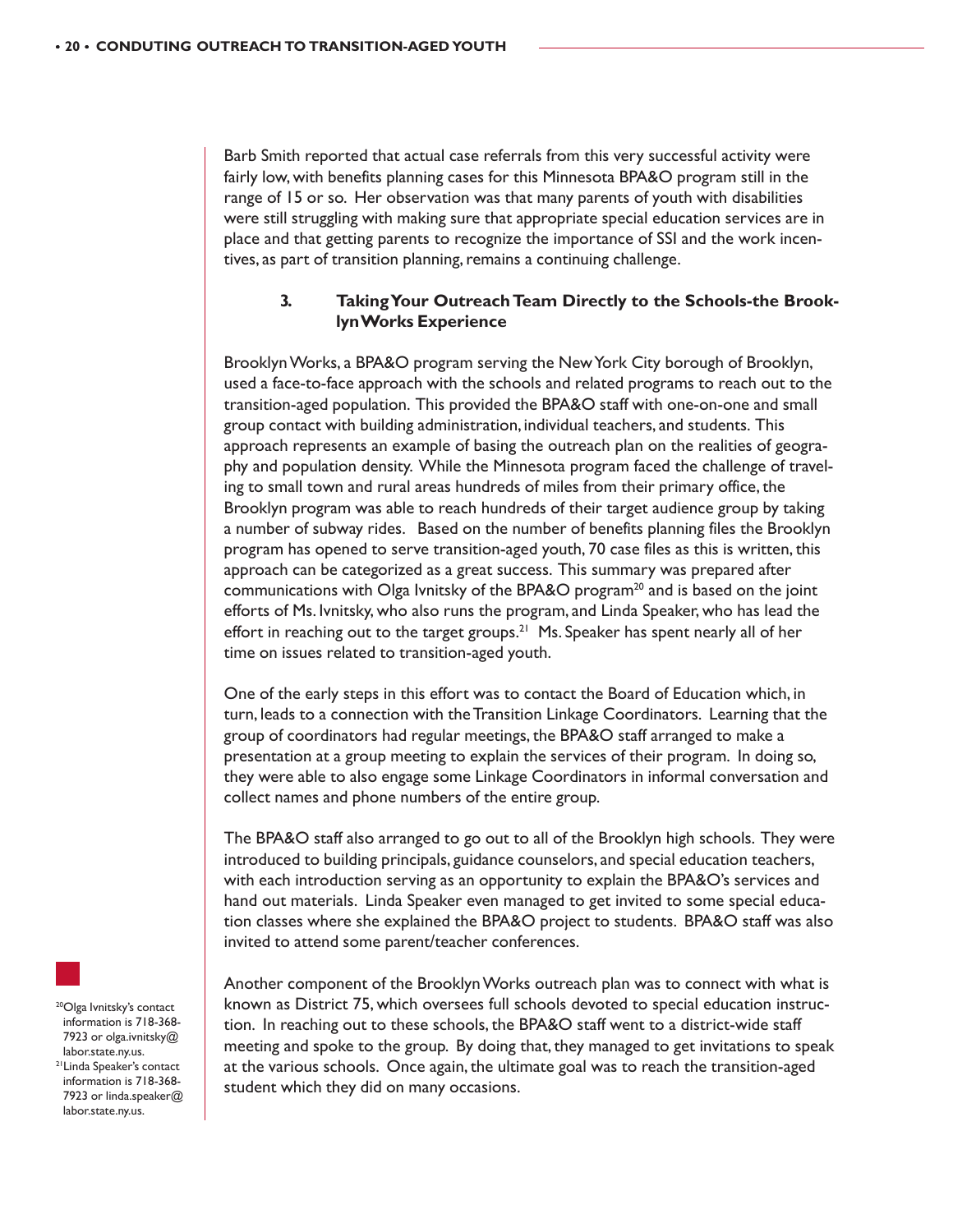Barb Smith reported that actual case referrals from this very successful activity were fairly low, with benefits planning cases for this Minnesota BPA&O program still in the range of 15 or so. Her observation was that many parents of youth with disabilities were still struggling with making sure that appropriate special education services are in place and that getting parents to recognize the importance of SSI and the work incentives, as part of transition planning, remains a continuing challenge.

### 3. Taking Your Outreach Team Directly to the Schools-the Brooklyn Works Experience

Brooklyn Works, a BPA&O program serving the New York City borough of Brooklyn, used a face-to-face approach with the schools and related programs to reach out to the transition-aged population. This provided the BPA&O staff with one-on-one and small group contact with building administration, individual teachers, and students. This approach represents an example of basing the outreach plan on the realities of geography and population density. While the Minnesota program faced the challenge of traveling to small town and rural areas hundreds of miles from their primary office, the Brooklyn program was able to reach hundreds of their target audience group by taking a number of subway rides. Based on the number of benefits planning files the Brooklyn program has opened to serve transition-aged youth, 70 case files as this is written, this approach can be categorized as a great success. This summary was prepared after communications with Olga Ivnitsky of the BPA&O program[20] and is based on the joint efforts of Ms. Ivnitsky, who also runs the program, and Linda Speaker, who has lead the effort in reaching out to the target groups.[21] Ms. Speaker has spent nearly all of her time on issues related to transition-aged youth.

One of the early steps in this effort was to contact the Board of Education which, in turn, leads to a connection with the Transition Linkage Coordinators. Learning that the group of coordinators had regular meetings, the BPA&O staff arranged to make a presentation at a group meeting to explain the services of their program. In doing so, they were able to also engage some Linkage Coordinators in informal conversation and collect names and phone numbers of the entire group.

The BPA&O staff also arranged to go out to all of the Brooklyn high schools. They were introduced to building principals, guidance counselors, and special education teachers, with each introduction serving as an opportunity to explain the BPA&O's services and hand out materials. Linda Speaker even managed to get invited to some special education classes where she explained the BPA&O project to students. BPA&O staff was also invited to attend some parent/teacher conferences.

Another component of the Brooklyn Works outreach plan was to connect with what is known as District 75, which oversees full schools devoted to special education instruction. In reaching out to these schools, the BPA&O staff went to a district-wide staff meeting and spoke to the group. By doing that, they managed to get invitations to speak at the various schools. Once again, the ultimate goal was to reach the transition-aged student which they did on many occasions.

[20] Olga Ivnitsky's contact information is 718-368-7923 or olga.ivnitsky@labor.state.ny.us.

[21] Linda Speaker's contact information is 718-368-7923 or linda.speaker@labor.state.ny.us.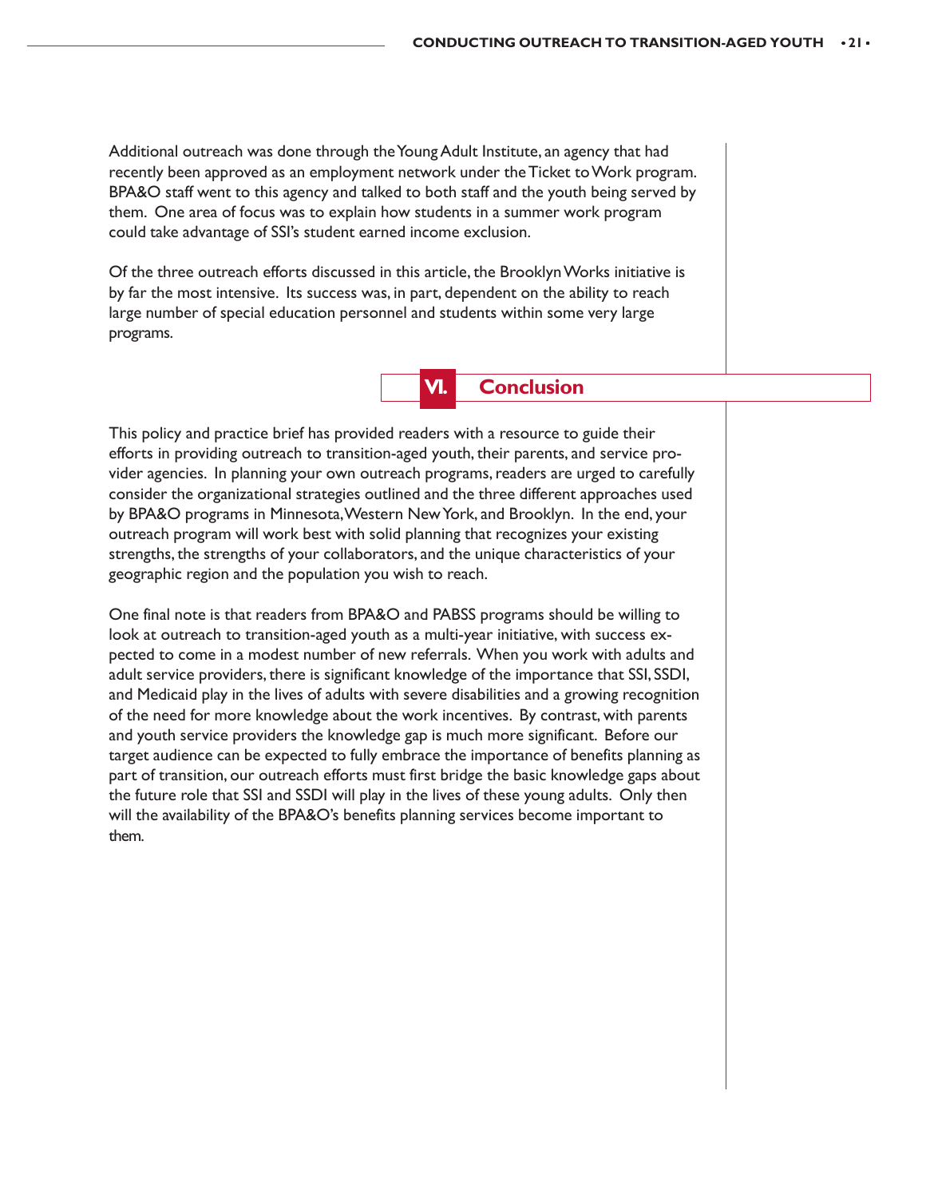Additional outreach was done through the Young Adult Institute, an agency that had recently been approved as an employment network under the Ticket to Work program. BPA&O staff went to this agency and talked to both staff and the youth being served by them. One area of focus was to explain how students in a summer work program could take advantage of SSI's student earned income exclusion.

Of the three outreach efforts discussed in this article, the Brooklyn Works initiative is by far the most intensive. Its success was, in part, dependent on the ability to reach large number of special education personnel and students within some very large programs.

## VI. Conclusion

This policy and practice brief has provided readers with a resource to guide their efforts in providing outreach to transition-aged youth, their parents, and service provider agencies. In planning your own outreach programs, readers are urged to carefully consider the organizational strategies outlined and the three different approaches used by BPA&O programs in Minnesota, Western New York, and Brooklyn. In the end, your outreach program will work best with solid planning that recognizes your existing strengths, the strengths of your collaborators, and the unique characteristics of your geographic region and the population you wish to reach.

One final note is that readers from BPA&O and PABSS programs should be willing to look at outreach to transition-aged youth as a multi-year initiative, with success expected to come in a modest number of new referrals. When you work with adults and adult service providers, there is significant knowledge of the importance that SSI, SSDI, and Medicaid play in the lives of adults with severe disabilities and a growing recognition of the need for more knowledge about the work incentives. By contrast, with parents and youth service providers the knowledge gap is much more significant. Before our target audience can be expected to fully embrace the importance of benefits planning as part of transition, our outreach efforts must first bridge the basic knowledge gaps about the future role that SSI and SSDI will play in the lives of these young adults. Only then will the availability of the BPA&O's benefits planning services become important to them.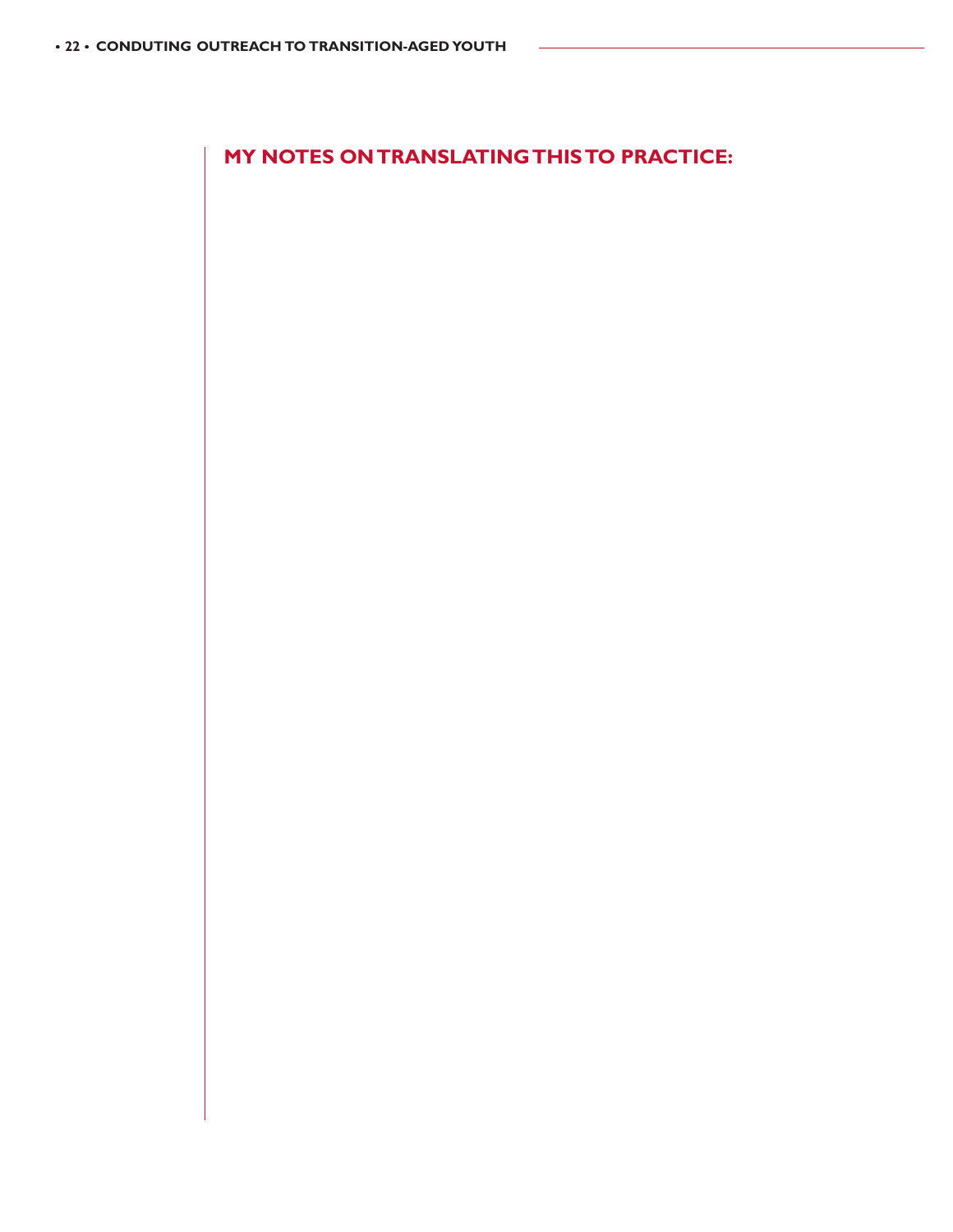## MY NOTES ON TRANSLATING THIS TO PRACTICE: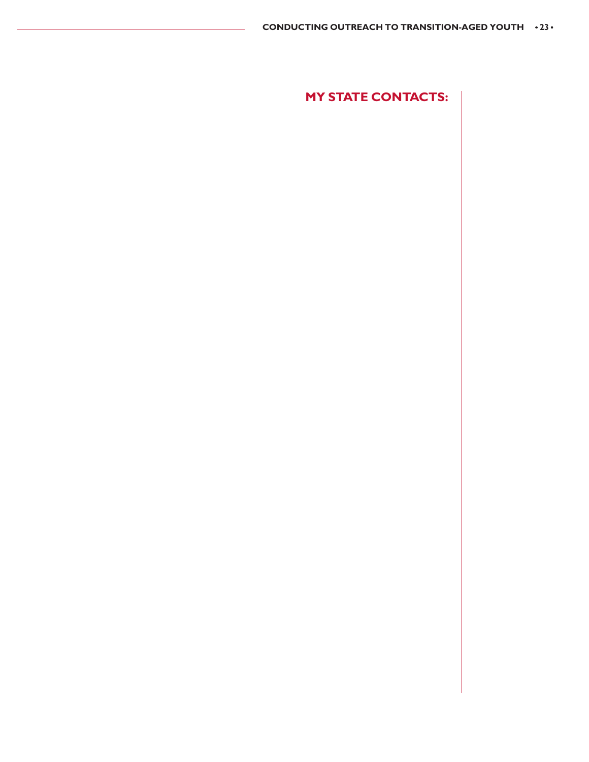## MY STATE CONTACTS: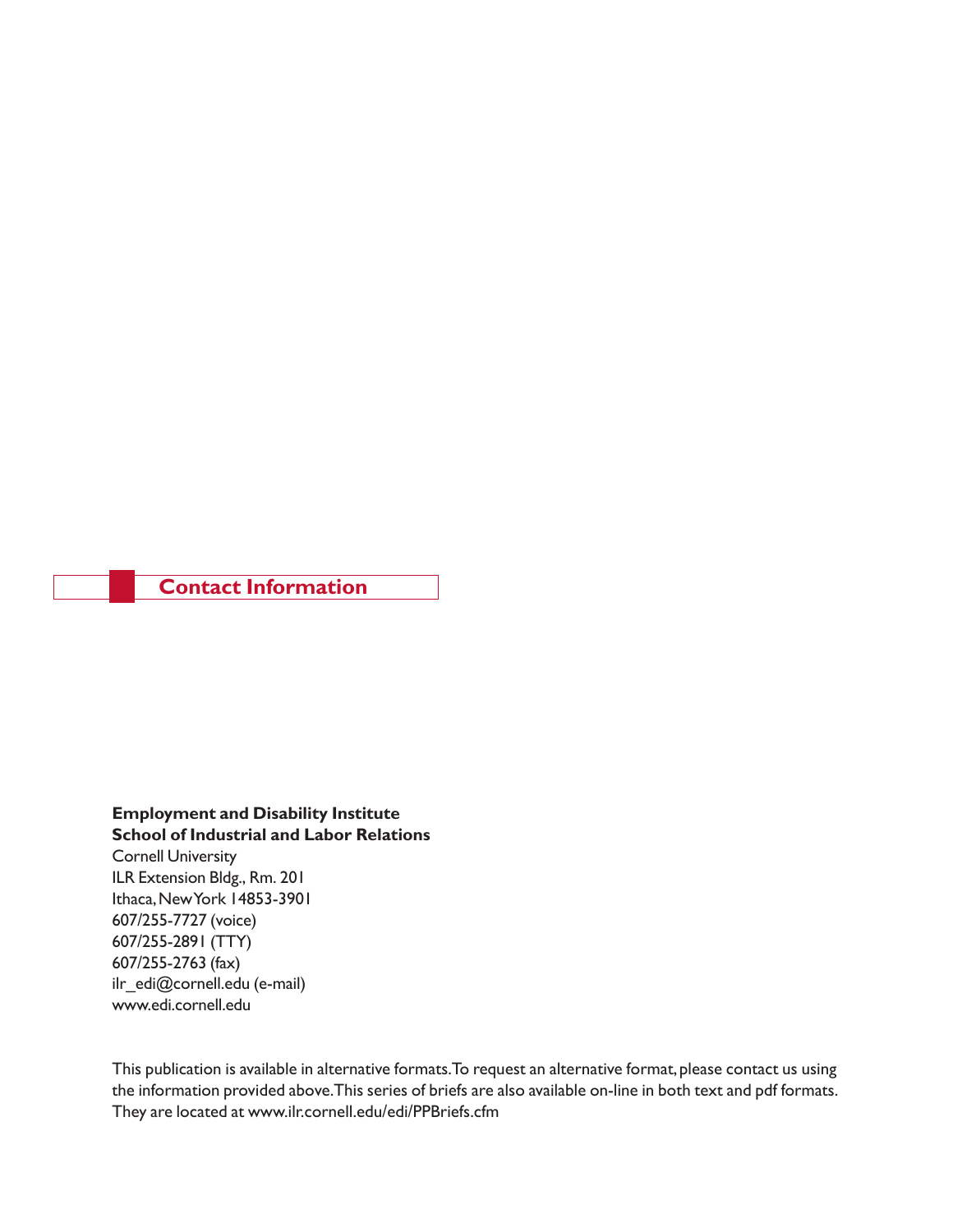## Contact Information

**Employment and Disability Institute**
**School of Industrial and Labor Relations**
Cornell University
ILR Extension Bldg., Rm. 201
Ithaca, New York 14853-3901
607/255-7727 (voice)
607/255-2891 (TTY)
607/255-2763 (fax)
ilr_edi@cornell.edu (e-mail)
www.edi.cornell.edu

This publication is available in alternative formats. To request an alternative format, please contact us using the information provided above. This series of briefs are also available on-line in both text and pdf formats. They are located at www.ilr.cornell.edu/edi/PPBriefs.cfm